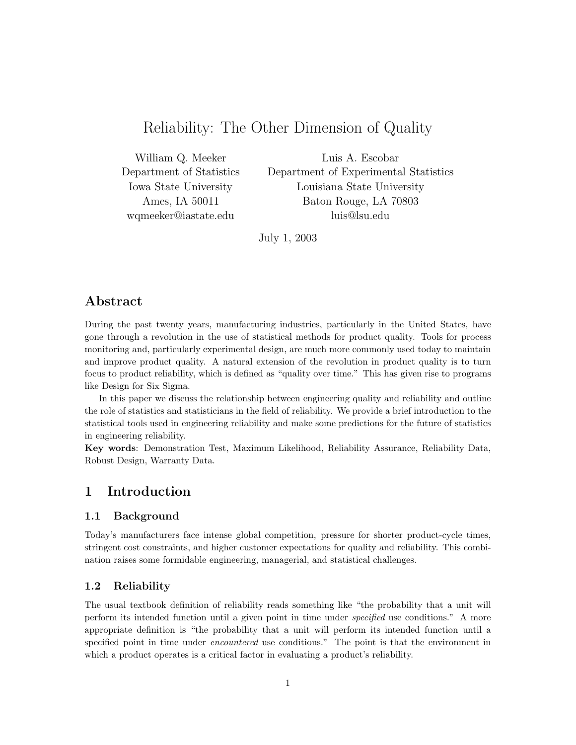# Reliability: The Other Dimension of Quality

William Q. Meeker
Department of Statistics
Iowa State University
Ames, IA 50011
wqmeeker@iastate.edu

Luis A. Escobar
Department of Experimental Statistics
Louisiana State University
Baton Rouge, LA 70803
luis@lsu.edu

July 1, 2003

## Abstract

During the past twenty years, manufacturing industries, particularly in the United States, have gone through a revolution in the use of statistical methods for product quality. Tools for process monitoring and, particularly experimental design, are much more commonly used today to maintain and improve product quality. A natural extension of the revolution in product quality is to turn focus to product reliability, which is defined as "quality over time." This has given rise to programs like Design for Six Sigma.

In this paper we discuss the relationship between engineering quality and reliability and outline the role of statistics and statisticians in the field of reliability. We provide a brief introduction to the statistical tools used in engineering reliability and make some predictions for the future of statistics in engineering reliability.

**Key words**: Demonstration Test, Maximum Likelihood, Reliability Assurance, Reliability Data, Robust Design, Warranty Data.

## 1 Introduction

### 1.1 Background

Today's manufacturers face intense global competition, pressure for shorter product-cycle times, stringent cost constraints, and higher customer expectations for quality and reliability. This combination raises some formidable engineering, managerial, and statistical challenges.

### 1.2 Reliability

The usual textbook definition of reliability reads something like "the probability that a unit will perform its intended function until a given point in time under *specified* use conditions." A more appropriate definition is "the probability that a unit will perform its intended function until a specified point in time under *encountered* use conditions." The point is that the environment in which a product operates is a critical factor in evaluating a product's reliability.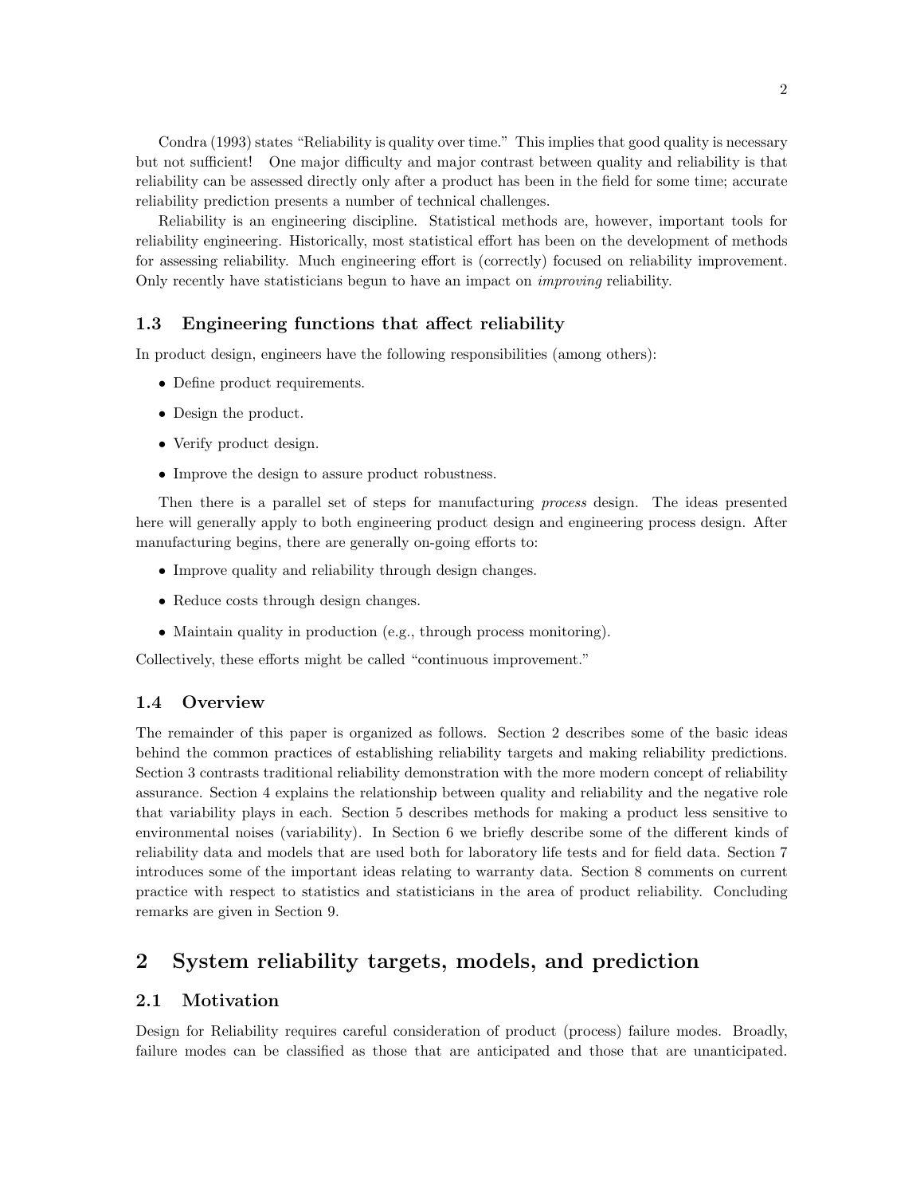Condra (1993) states "Reliability is quality over time." This implies that good quality is necessary but not sufficient! One major difficulty and major contrast between quality and reliability is that reliability can be assessed directly only after a product has been in the field for some time; accurate reliability prediction presents a number of technical challenges.

Reliability is an engineering discipline. Statistical methods are, however, important tools for reliability engineering. Historically, most statistical effort has been on the development of methods for assessing reliability. Much engineering effort is (correctly) focused on reliability improvement. Only recently have statisticians begun to have an impact on *improving* reliability.

### 1.3 Engineering functions that affect reliability

In product design, engineers have the following responsibilities (among others):

- Define product requirements.
- Design the product.
- Verify product design.
- Improve the design to assure product robustness.

Then there is a parallel set of steps for manufacturing *process* design. The ideas presented here will generally apply to both engineering product design and engineering process design. After manufacturing begins, there are generally on-going efforts to:

- Improve quality and reliability through design changes.
- Reduce costs through design changes.
- Maintain quality in production (e.g., through process monitoring).

Collectively, these efforts might be called "continuous improvement."

### 1.4 Overview

The remainder of this paper is organized as follows. Section 2 describes some of the basic ideas behind the common practices of establishing reliability targets and making reliability predictions. Section 3 contrasts traditional reliability demonstration with the more modern concept of reliability assurance. Section 4 explains the relationship between quality and reliability and the negative role that variability plays in each. Section 5 describes methods for making a product less sensitive to environmental noises (variability). In Section 6 we briefly describe some of the different kinds of reliability data and models that are used both for laboratory life tests and for field data. Section 7 introduces some of the important ideas relating to warranty data. Section 8 comments on current practice with respect to statistics and statisticians in the area of product reliability. Concluding remarks are given in Section 9.

## 2 System reliability targets, models, and prediction

### 2.1 Motivation

Design for Reliability requires careful consideration of product (process) failure modes. Broadly, failure modes can be classified as those that are anticipated and those that are unanticipated.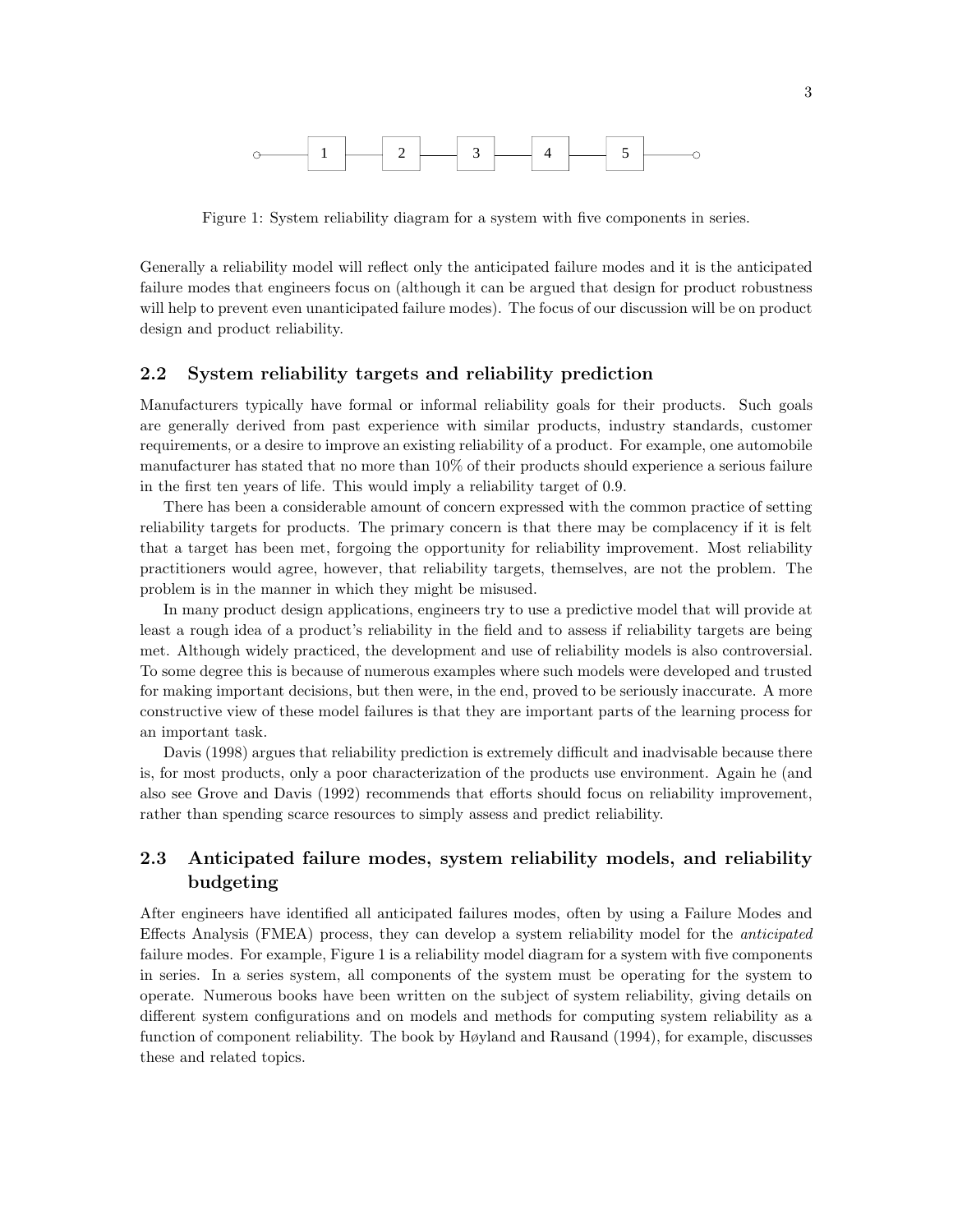Figure 1: System reliability diagram for a system with five components in series.

Generally a reliability model will reflect only the anticipated failure modes and it is the anticipated failure modes that engineers focus on (although it can be argued that design for product robustness will help to prevent even unanticipated failure modes). The focus of our discussion will be on product design and product reliability.

## 2.2 System reliability targets and reliability prediction

Manufacturers typically have formal or informal reliability goals for their products. Such goals are generally derived from past experience with similar products, industry standards, customer requirements, or a desire to improve an existing reliability of a product. For example, one automobile manufacturer has stated that no more than 10% of their products should experience a serious failure in the first ten years of life. This would imply a reliability target of 0.9.

There has been a considerable amount of concern expressed with the common practice of setting reliability targets for products. The primary concern is that there may be complacency if it is felt that a target has been met, forgoing the opportunity for reliability improvement. Most reliability practitioners would agree, however, that reliability targets, themselves, are not the problem. The problem is in the manner in which they might be misused.

In many product design applications, engineers try to use a predictive model that will provide at least a rough idea of a product's reliability in the field and to assess if reliability targets are being met. Although widely practiced, the development and use of reliability models is also controversial. To some degree this is because of numerous examples where such models were developed and trusted for making important decisions, but then were, in the end, proved to be seriously inaccurate. A more constructive view of these model failures is that they are important parts of the learning process for an important task.

Davis (1998) argues that reliability prediction is extremely difficult and inadvisable because there is, for most products, only a poor characterization of the products use environment. Again he (and also see Grove and Davis (1992) recommends that efforts should focus on reliability improvement, rather than spending scarce resources to simply assess and predict reliability.

## 2.3 Anticipated failure modes, system reliability models, and reliability budgeting

After engineers have identified all anticipated failures modes, often by using a Failure Modes and Effects Analysis (FMEA) process, they can develop a system reliability model for the *anticipated* failure modes. For example, Figure 1 is a reliability model diagram for a system with five components in series. In a series system, all components of the system must be operating for the system to operate. Numerous books have been written on the subject of system reliability, giving details on different system configurations and on models and methods for computing system reliability as a function of component reliability. The book by Høyland and Rausand (1994), for example, discusses these and related topics.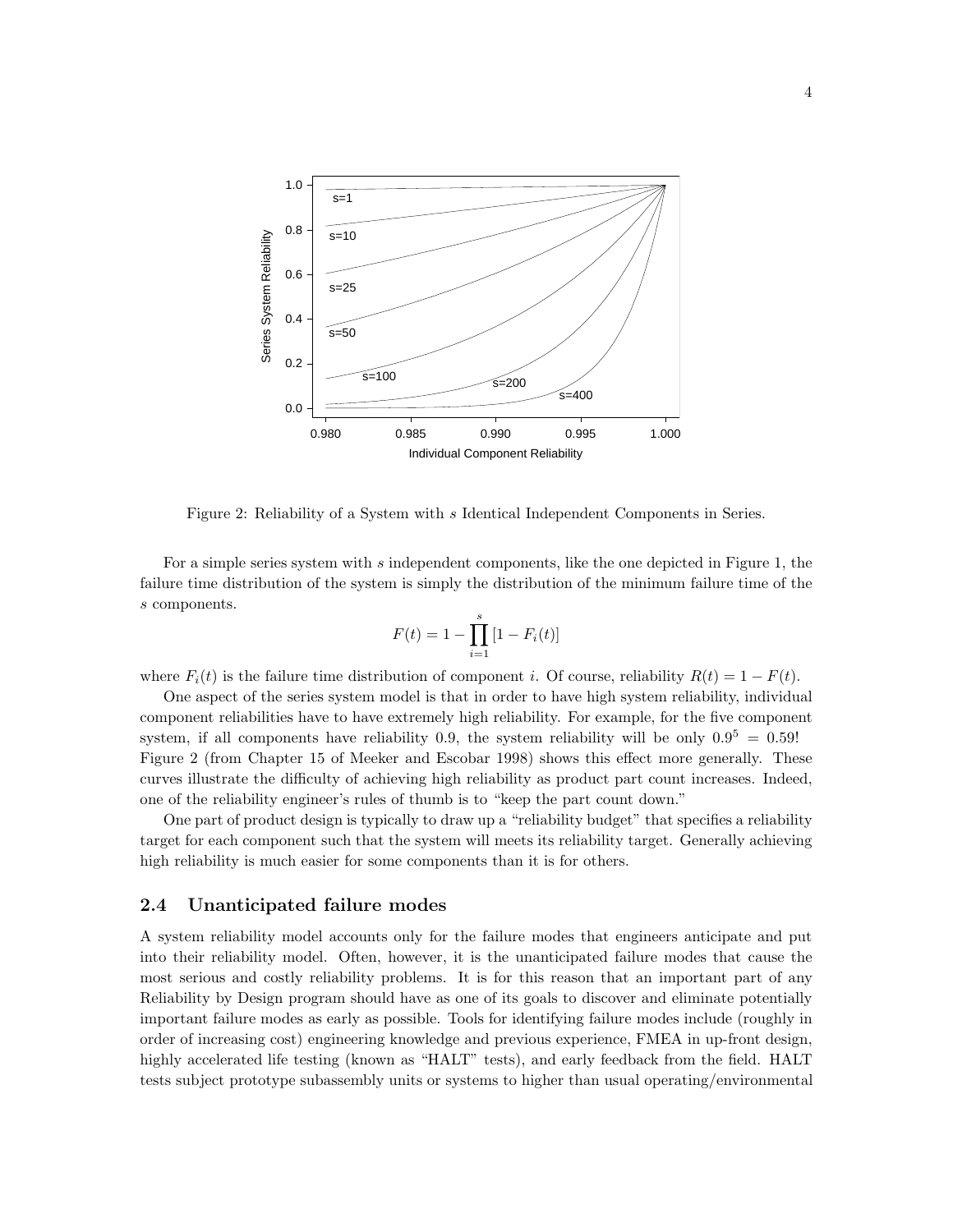Figure 2: Reliability of a System with $s$ Identical Independent Components in Series.

For a simple series system with $s$ independent components, like the one depicted in Figure 1, the failure time distribution of the system is simply the distribution of the minimum failure time of the $s$ components.

$$F(t) = 1 - \prod_{i=1}^{s} [1 - F_i(t)]$$

where $F_i(t)$ is the failure time distribution of component $i$. Of course, reliability $R(t) = 1 - F(t)$.

One aspect of the series system model is that in order to have high system reliability, individual component reliabilities have to have extremely high reliability. For example, for the five component system, if all components have reliability 0.9, the system reliability will be only $0.9^5 = 0.59$! Figure 2 (from Chapter 15 of Meeker and Escobar 1998) shows this effect more generally. These curves illustrate the difficulty of achieving high reliability as product part count increases. Indeed, one of the reliability engineer's rules of thumb is to "keep the part count down."

One part of product design is typically to draw up a "reliability budget" that specifies a reliability target for each component such that the system will meets its reliability target. Generally achieving high reliability is much easier for some components than it is for others.

### 2.4 Unanticipated failure modes

A system reliability model accounts only for the failure modes that engineers anticipate and put into their reliability model. Often, however, it is the unanticipated failure modes that cause the most serious and costly reliability problems. It is for this reason that an important part of any Reliability by Design program should have as one of its goals to discover and eliminate potentially important failure modes as early as possible. Tools for identifying failure modes include (roughly in order of increasing cost) engineering knowledge and previous experience, FMEA in up-front design, highly accelerated life testing (known as "HALT" tests), and early feedback from the field. HALT tests subject prototype subassembly units or systems to higher than usual operating/environmental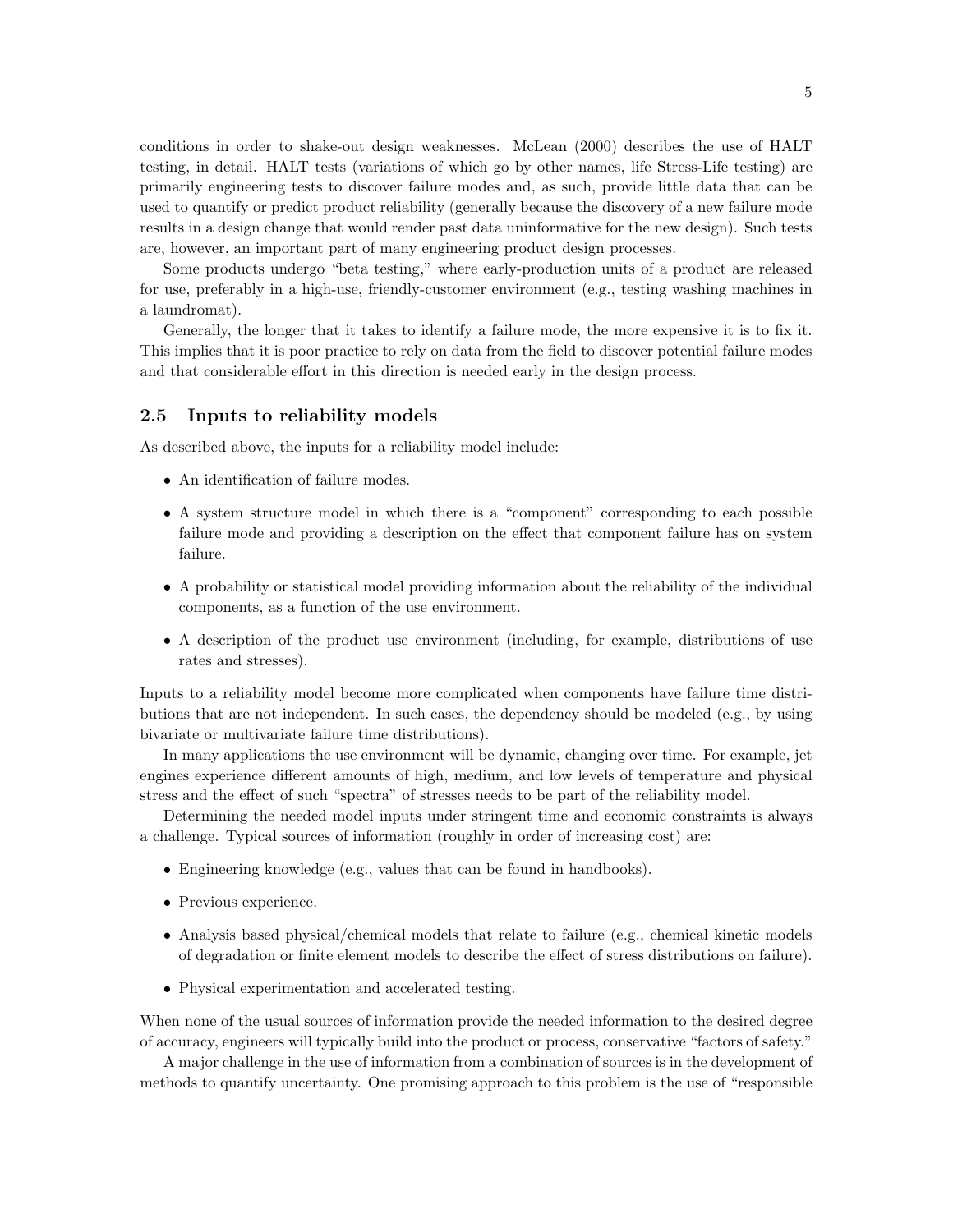conditions in order to shake-out design weaknesses. McLean (2000) describes the use of HALT testing, in detail. HALT tests (variations of which go by other names, life Stress-Life testing) are primarily engineering tests to discover failure modes and, as such, provide little data that can be used to quantify or predict product reliability (generally because the discovery of a new failure mode results in a design change that would render past data uninformative for the new design). Such tests are, however, an important part of many engineering product design processes.

Some products undergo "beta testing," where early-production units of a product are released for use, preferably in a high-use, friendly-customer environment (e.g., testing washing machines in a laundromat).

Generally, the longer that it takes to identify a failure mode, the more expensive it is to fix it. This implies that it is poor practice to rely on data from the field to discover potential failure modes and that considerable effort in this direction is needed early in the design process.

## 2.5 Inputs to reliability models

As described above, the inputs for a reliability model include:

- An identification of failure modes.
- A system structure model in which there is a "component" corresponding to each possible failure mode and providing a description on the effect that component failure has on system failure.
- A probability or statistical model providing information about the reliability of the individual components, as a function of the use environment.
- A description of the product use environment (including, for example, distributions of use rates and stresses).

Inputs to a reliability model become more complicated when components have failure time distributions that are not independent. In such cases, the dependency should be modeled (e.g., by using bivariate or multivariate failure time distributions).

In many applications the use environment will be dynamic, changing over time. For example, jet engines experience different amounts of high, medium, and low levels of temperature and physical stress and the effect of such "spectra" of stresses needs to be part of the reliability model.

Determining the needed model inputs under stringent time and economic constraints is always a challenge. Typical sources of information (roughly in order of increasing cost) are:

- Engineering knowledge (e.g., values that can be found in handbooks).
- Previous experience.
- Analysis based physical/chemical models that relate to failure (e.g., chemical kinetic models of degradation or finite element models to describe the effect of stress distributions on failure).
- Physical experimentation and accelerated testing.

When none of the usual sources of information provide the needed information to the desired degree of accuracy, engineers will typically build into the product or process, conservative "factors of safety."

A major challenge in the use of information from a combination of sources is in the development of methods to quantify uncertainty. One promising approach to this problem is the use of "responsible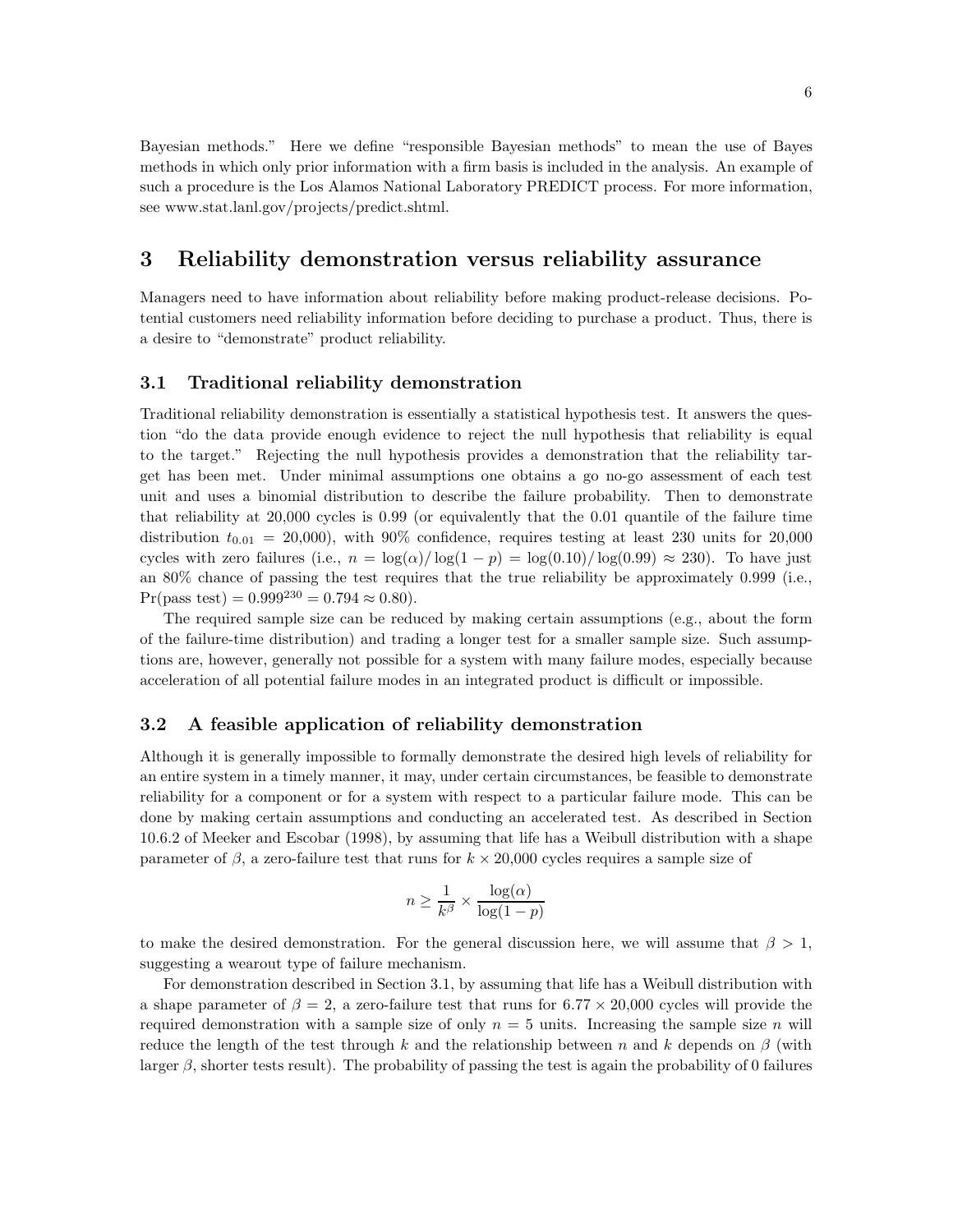Bayesian methods." Here we define "responsible Bayesian methods" to mean the use of Bayes methods in which only prior information with a firm basis is included in the analysis. An example of such a procedure is the Los Alamos National Laboratory PREDICT process. For more information, see www.stat.lanl.gov/projects/predict.shtml.

## 3 Reliability demonstration versus reliability assurance

Managers need to have information about reliability before making product-release decisions. Potential customers need reliability information before deciding to purchase a product. Thus, there is a desire to "demonstrate" product reliability.

### 3.1 Traditional reliability demonstration

Traditional reliability demonstration is essentially a statistical hypothesis test. It answers the question "do the data provide enough evidence to reject the null hypothesis that reliability is equal to the target." Rejecting the null hypothesis provides a demonstration that the reliability target has been met. Under minimal assumptions one obtains a go no-go assessment of each test unit and uses a binomial distribution to describe the failure probability. Then to demonstrate that reliability at 20,000 cycles is 0.99 (or equivalently that the 0.01 quantile of the failure time distribution $t_{0.01} = 20{,}000$), with 90% confidence, requires testing at least 230 units for 20,000 cycles with zero failures (i.e., $n = \log(\alpha)/\log(1-p) = \log(0.10)/\log(0.99) \approx 230$). To have just an 80% chance of passing the test requires that the true reliability be approximately 0.999 (i.e., $\Pr(\text{pass test}) = 0.999^{230} = 0.794 \approx 0.80$).

The required sample size can be reduced by making certain assumptions (e.g., about the form of the failure-time distribution) and trading a longer test for a smaller sample size. Such assumptions are, however, generally not possible for a system with many failure modes, especially because acceleration of all potential failure modes in an integrated product is difficult or impossible.

### 3.2 A feasible application of reliability demonstration

Although it is generally impossible to formally demonstrate the desired high levels of reliability for an entire system in a timely manner, it may, under certain circumstances, be feasible to demonstrate reliability for a component or for a system with respect to a particular failure mode. This can be done by making certain assumptions and conducting an accelerated test. As described in Section 10.6.2 of Meeker and Escobar (1998), by assuming that life has a Weibull distribution with a shape parameter of $\beta$, a zero-failure test that runs for $k \times 20{,}000$ cycles requires a sample size of

$$n \geq \frac{1}{k^{\beta}} \times \frac{\log(\alpha)}{\log(1-p)}$$

to make the desired demonstration. For the general discussion here, we will assume that $\beta > 1$, suggesting a wearout type of failure mechanism.

For demonstration described in Section 3.1, by assuming that life has a Weibull distribution with a shape parameter of $\beta = 2$, a zero-failure test that runs for $6.77 \times 20{,}000$ cycles will provide the required demonstration with a sample size of only $n = 5$ units. Increasing the sample size $n$ will reduce the length of the test through $k$ and the relationship between $n$ and $k$ depends on $\beta$ (with larger $\beta$, shorter tests result). The probability of passing the test is again the probability of 0 failures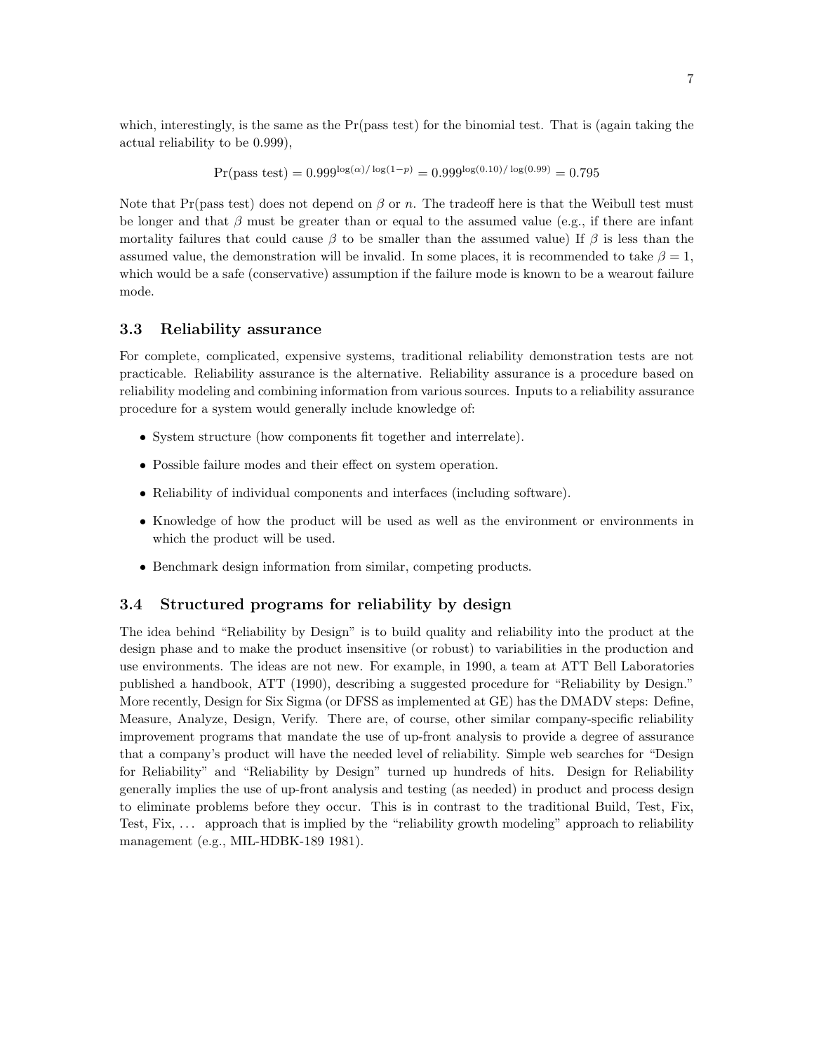which, interestingly, is the same as the Pr(pass test) for the binomial test. That is (again taking the actual reliability to be 0.999),

$$\Pr(\text{pass test}) = 0.999^{\log(\alpha)/\log(1-p)} = 0.999^{\log(0.10)/\log(0.99)} = 0.795$$

Note that Pr(pass test) does not depend on $\beta$ or $n$. The tradeoff here is that the Weibull test must be longer and that $\beta$ must be greater than or equal to the assumed value (e.g., if there are infant mortality failures that could cause $\beta$ to be smaller than the assumed value) If $\beta$ is less than the assumed value, the demonstration will be invalid. In some places, it is recommended to take $\beta = 1$, which would be a safe (conservative) assumption if the failure mode is known to be a wearout failure mode.

### 3.3 Reliability assurance

For complete, complicated, expensive systems, traditional reliability demonstration tests are not practicable. Reliability assurance is the alternative. Reliability assurance is a procedure based on reliability modeling and combining information from various sources. Inputs to a reliability assurance procedure for a system would generally include knowledge of:

- System structure (how components fit together and interrelate).
- Possible failure modes and their effect on system operation.
- Reliability of individual components and interfaces (including software).
- Knowledge of how the product will be used as well as the environment or environments in which the product will be used.
- Benchmark design information from similar, competing products.

### 3.4 Structured programs for reliability by design

The idea behind "Reliability by Design" is to build quality and reliability into the product at the design phase and to make the product insensitive (or robust) to variabilities in the production and use environments. The ideas are not new. For example, in 1990, a team at ATT Bell Laboratories published a handbook, ATT (1990), describing a suggested procedure for "Reliability by Design." More recently, Design for Six Sigma (or DFSS as implemented at GE) has the DMADV steps: Define, Measure, Analyze, Design, Verify. There are, of course, other similar company-specific reliability improvement programs that mandate the use of up-front analysis to provide a degree of assurance that a company's product will have the needed level of reliability. Simple web searches for "Design for Reliability" and "Reliability by Design" turned up hundreds of hits. Design for Reliability generally implies the use of up-front analysis and testing (as needed) in product and process design to eliminate problems before they occur. This is in contrast to the traditional Build, Test, Fix, Test, Fix, ... approach that is implied by the "reliability growth modeling" approach to reliability management (e.g., MIL-HDBK-189 1981).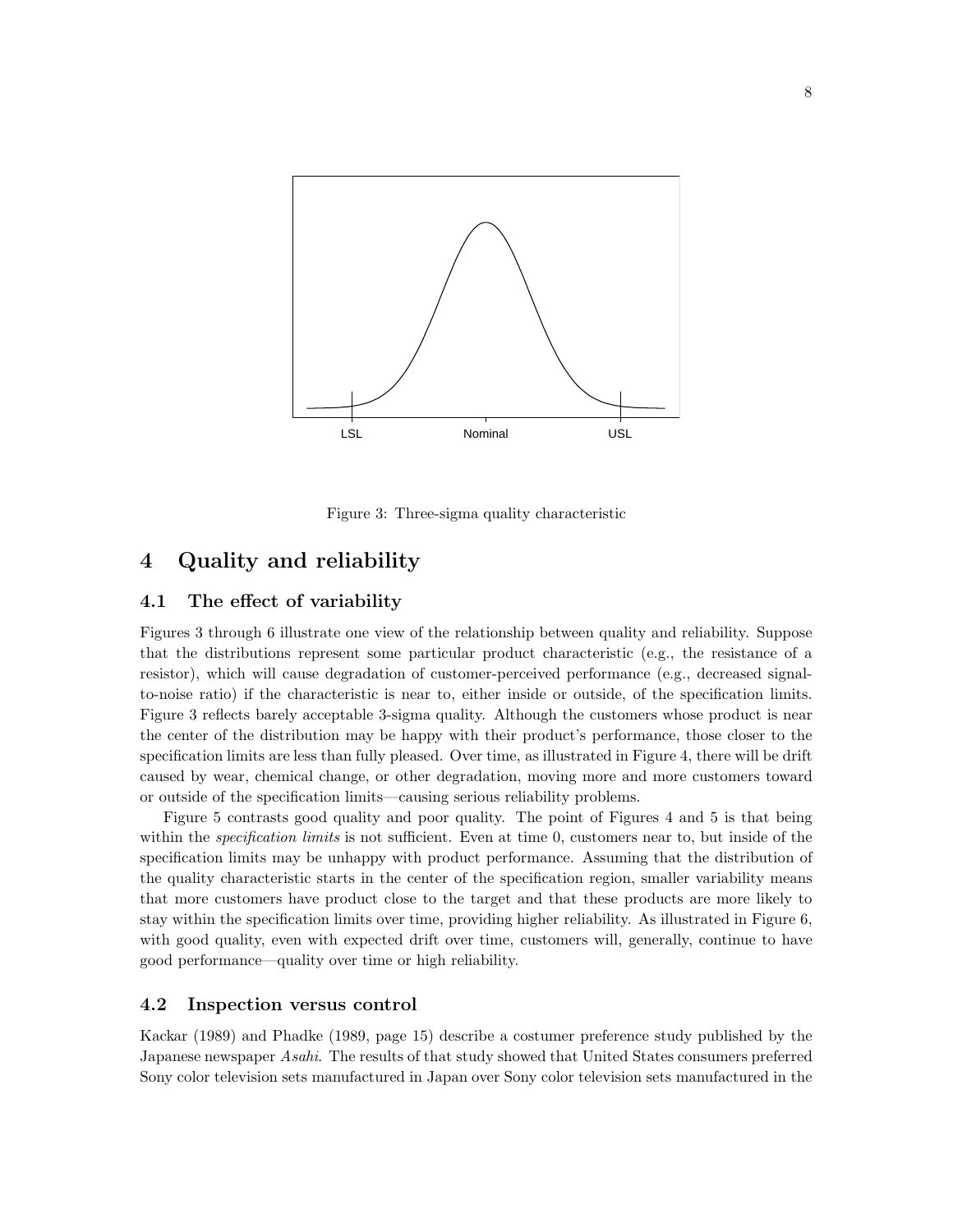Figure 3: Three-sigma quality characteristic

## 4 Quality and reliability

### 4.1 The effect of variability

Figures 3 through 6 illustrate one view of the relationship between quality and reliability. Suppose that the distributions represent some particular product characteristic (e.g., the resistance of a resistor), which will cause degradation of customer-perceived performance (e.g., decreased signal-to-noise ratio) if the characteristic is near to, either inside or outside, of the specification limits. Figure 3 reflects barely acceptable 3-sigma quality. Although the customers whose product is near the center of the distribution may be happy with their product's performance, those closer to the specification limits are less than fully pleased. Over time, as illustrated in Figure 4, there will be drift caused by wear, chemical change, or other degradation, moving more and more customers toward or outside of the specification limits—causing serious reliability problems.

Figure 5 contrasts good quality and poor quality. The point of Figures 4 and 5 is that being within the *specification limits* is not sufficient. Even at time 0, customers near to, but inside of the specification limits may be unhappy with product performance. Assuming that the distribution of the quality characteristic starts in the center of the specification region, smaller variability means that more customers have product close to the target and that these products are more likely to stay within the specification limits over time, providing higher reliability. As illustrated in Figure 6, with good quality, even with expected drift over time, customers will, generally, continue to have good performance—quality over time or high reliability.

### 4.2 Inspection versus control

Kackar (1989) and Phadke (1989, page 15) describe a costumer preference study published by the Japanese newspaper *Asahi*. The results of that study showed that United States consumers preferred Sony color television sets manufactured in Japan over Sony color television sets manufactured in the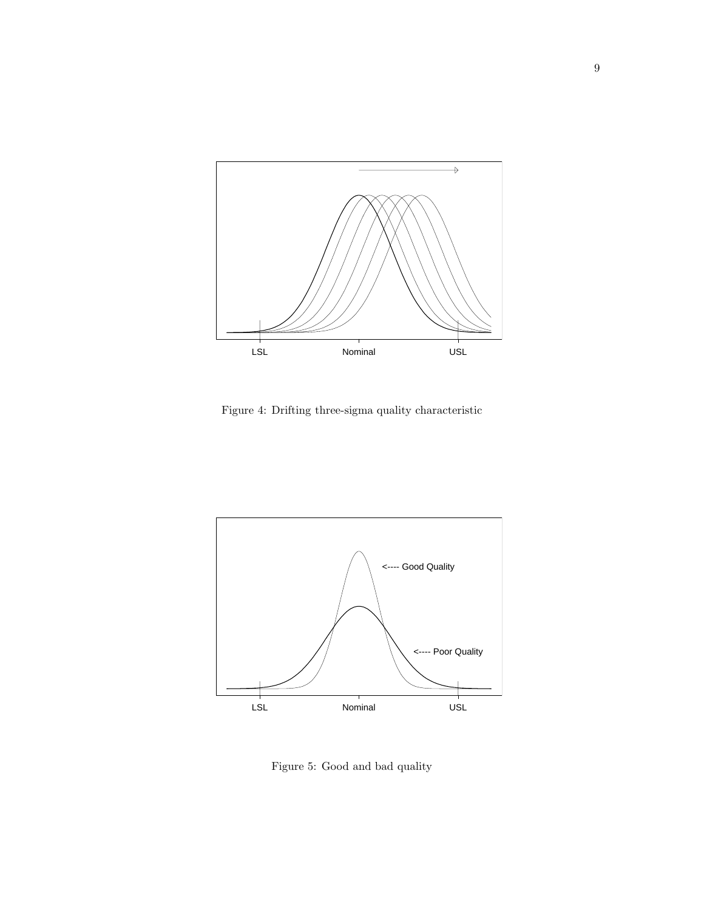Figure 4: Drifting three-sigma quality characteristic

Figure 5: Good and bad quality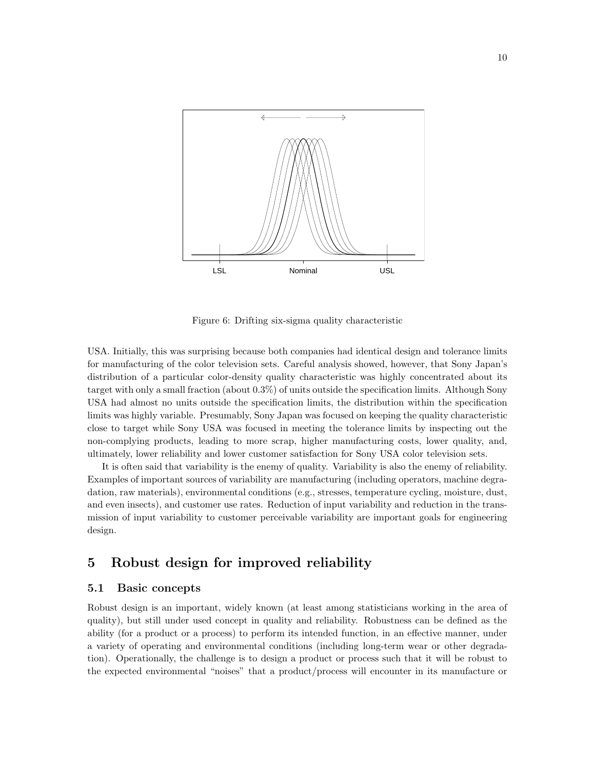Figure 6: Drifting six-sigma quality characteristic

USA. Initially, this was surprising because both companies had identical design and tolerance limits for manufacturing of the color television sets. Careful analysis showed, however, that Sony Japan's distribution of a particular color-density quality characteristic was highly concentrated about its target with only a small fraction (about 0.3%) of units outside the specification limits. Although Sony USA had almost no units outside the specification limits, the distribution within the specification limits was highly variable. Presumably, Sony Japan was focused on keeping the quality characteristic close to target while Sony USA was focused in meeting the tolerance limits by inspecting out the non-complying products, leading to more scrap, higher manufacturing costs, lower quality, and, ultimately, lower reliability and lower customer satisfaction for Sony USA color television sets.

It is often said that variability is the enemy of quality. Variability is also the enemy of reliability. Examples of important sources of variability are manufacturing (including operators, machine degradation, raw materials), environmental conditions (e.g., stresses, temperature cycling, moisture, dust, and even insects), and customer use rates. Reduction of input variability and reduction in the transmission of input variability to customer perceivable variability are important goals for engineering design.

# 5 Robust design for improved reliability

## 5.1 Basic concepts

Robust design is an important, widely known (at least among statisticians working in the area of quality), but still under used concept in quality and reliability. Robustness can be defined as the ability (for a product or a process) to perform its intended function, in an effective manner, under a variety of operating and environmental conditions (including long-term wear or other degradation). Operationally, the challenge is to design a product or process such that it will be robust to the expected environmental "noises" that a product/process will encounter in its manufacture or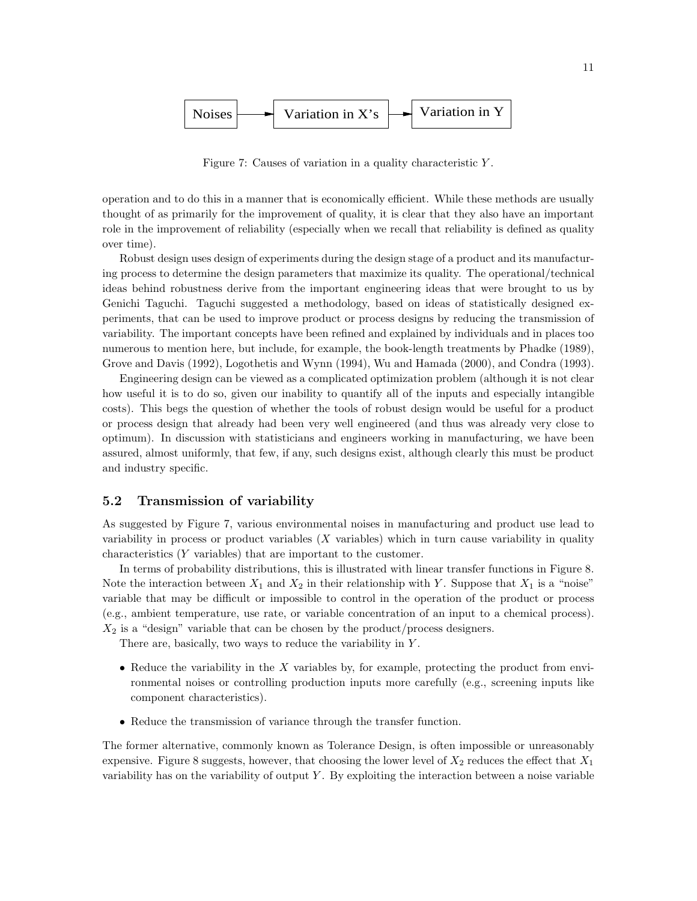Noises → Variation in X's → Variation in Y

Figure 7: Causes of variation in a quality characteristic $Y$.

operation and to do this in a manner that is economically efficient. While these methods are usually thought of as primarily for the improvement of quality, it is clear that they also have an important role in the improvement of reliability (especially when we recall that reliability is defined as quality over time).

Robust design uses design of experiments during the design stage of a product and its manufacturing process to determine the design parameters that maximize its quality. The operational/technical ideas behind robustness derive from the important engineering ideas that were brought to us by Genichi Taguchi. Taguchi suggested a methodology, based on ideas of statistically designed experiments, that can be used to improve product or process designs by reducing the transmission of variability. The important concepts have been refined and explained by individuals and in places too numerous to mention here, but include, for example, the book-length treatments by Phadke (1989), Grove and Davis (1992), Logothetis and Wynn (1994), Wu and Hamada (2000), and Condra (1993).

Engineering design can be viewed as a complicated optimization problem (although it is not clear how useful it is to do so, given our inability to quantify all of the inputs and especially intangible costs). This begs the question of whether the tools of robust design would be useful for a product or process design that already had been very well engineered (and thus was already very close to optimum). In discussion with statisticians and engineers working in manufacturing, we have been assured, almost uniformly, that few, if any, such designs exist, although clearly this must be product and industry specific.

### 5.2 Transmission of variability

As suggested by Figure 7, various environmental noises in manufacturing and product use lead to variability in process or product variables ($X$ variables) which in turn cause variability in quality characteristics ($Y$ variables) that are important to the customer.

In terms of probability distributions, this is illustrated with linear transfer functions in Figure 8. Note the interaction between $X_1$ and $X_2$ in their relationship with $Y$. Suppose that $X_1$ is a "noise" variable that may be difficult or impossible to control in the operation of the product or process (e.g., ambient temperature, use rate, or variable concentration of an input to a chemical process). $X_2$ is a "design" variable that can be chosen by the product/process designers.

There are, basically, two ways to reduce the variability in $Y$.

- Reduce the variability in the $X$ variables by, for example, protecting the product from environmental noises or controlling production inputs more carefully (e.g., screening inputs like component characteristics).
- Reduce the transmission of variance through the transfer function.

The former alternative, commonly known as Tolerance Design, is often impossible or unreasonably expensive. Figure 8 suggests, however, that choosing the lower level of $X_2$ reduces the effect that $X_1$ variability has on the variability of output $Y$. By exploiting the interaction between a noise variable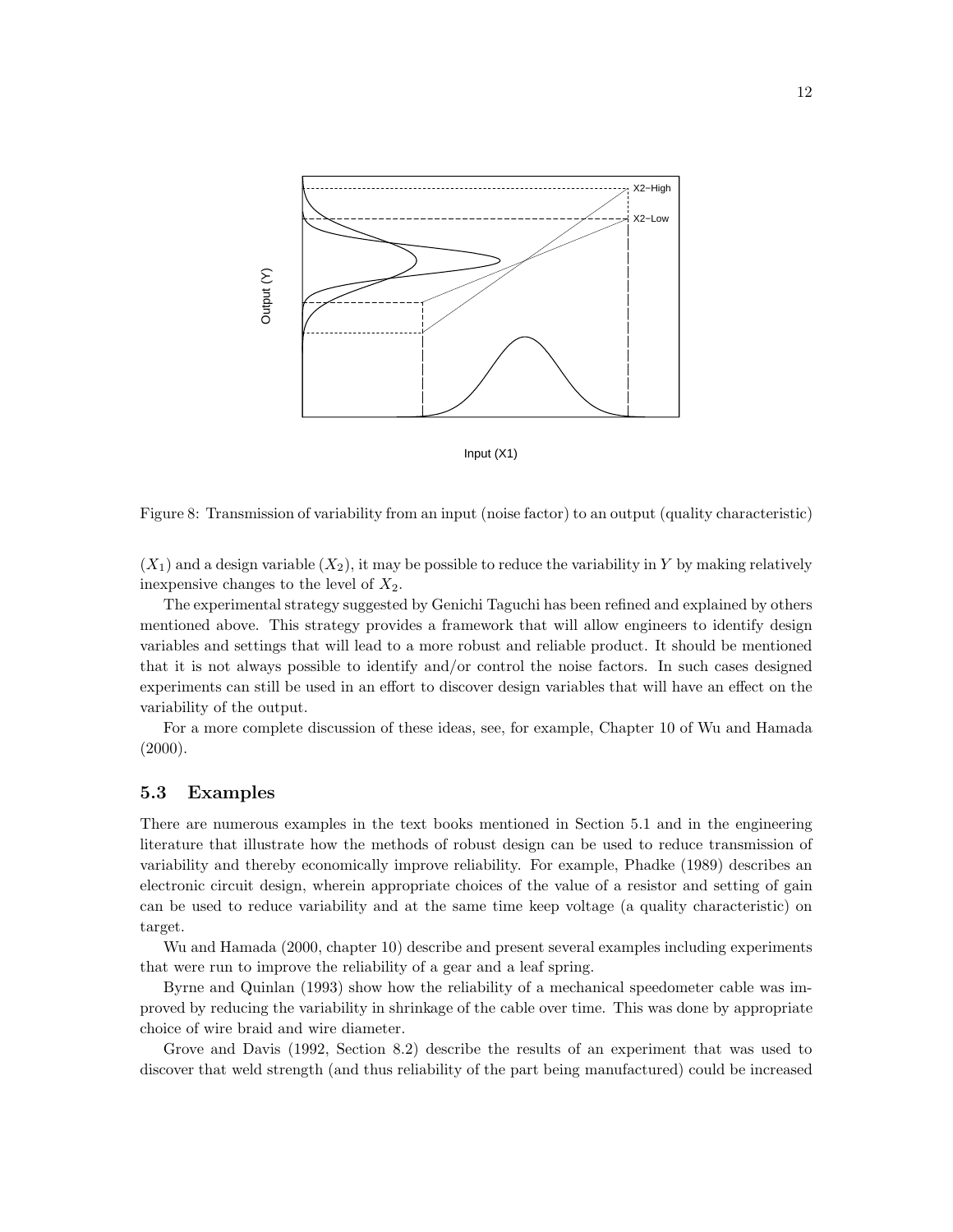Figure 8: Transmission of variability from an input (noise factor) to an output (quality characteristic)

($X_1$) and a design variable ($X_2$), it may be possible to reduce the variability in $Y$ by making relatively inexpensive changes to the level of $X_2$.

The experimental strategy suggested by Genichi Taguchi has been refined and explained by others mentioned above. This strategy provides a framework that will allow engineers to identify design variables and settings that will lead to a more robust and reliable product. It should be mentioned that it is not always possible to identify and/or control the noise factors. In such cases designed experiments can still be used in an effort to discover design variables that will have an effect on the variability of the output.

For a more complete discussion of these ideas, see, for example, Chapter 10 of Wu and Hamada (2000).

### 5.3 Examples

There are numerous examples in the text books mentioned in Section 5.1 and in the engineering literature that illustrate how the methods of robust design can be used to reduce transmission of variability and thereby economically improve reliability. For example, Phadke (1989) describes an electronic circuit design, wherein appropriate choices of the value of a resistor and setting of gain can be used to reduce variability and at the same time keep voltage (a quality characteristic) on target.

Wu and Hamada (2000, chapter 10) describe and present several examples including experiments that were run to improve the reliability of a gear and a leaf spring.

Byrne and Quinlan (1993) show how the reliability of a mechanical speedometer cable was improved by reducing the variability in shrinkage of the cable over time. This was done by appropriate choice of wire braid and wire diameter.

Grove and Davis (1992, Section 8.2) describe the results of an experiment that was used to discover that weld strength (and thus reliability of the part being manufactured) could be increased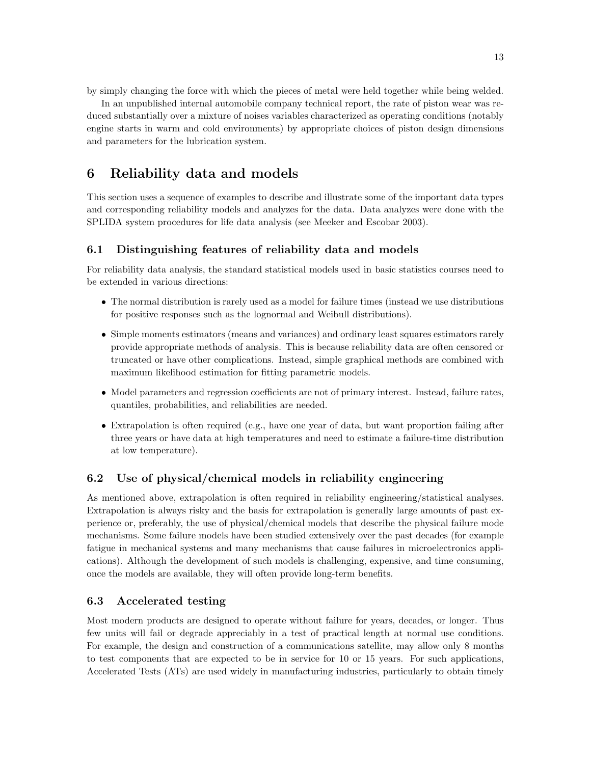by simply changing the force with which the pieces of metal were held together while being welded.

In an unpublished internal automobile company technical report, the rate of piston wear was reduced substantially over a mixture of noises variables characterized as operating conditions (notably engine starts in warm and cold environments) by appropriate choices of piston design dimensions and parameters for the lubrication system.

# 6 Reliability data and models

This section uses a sequence of examples to describe and illustrate some of the important data types and corresponding reliability models and analyzes for the data. Data analyzes were done with the SPLIDA system procedures for life data analysis (see Meeker and Escobar 2003).

## 6.1 Distinguishing features of reliability data and models

For reliability data analysis, the standard statistical models used in basic statistics courses need to be extended in various directions:

- The normal distribution is rarely used as a model for failure times (instead we use distributions for positive responses such as the lognormal and Weibull distributions).
- Simple moments estimators (means and variances) and ordinary least squares estimators rarely provide appropriate methods of analysis. This is because reliability data are often censored or truncated or have other complications. Instead, simple graphical methods are combined with maximum likelihood estimation for fitting parametric models.
- Model parameters and regression coefficients are not of primary interest. Instead, failure rates, quantiles, probabilities, and reliabilities are needed.
- Extrapolation is often required (e.g., have one year of data, but want proportion failing after three years or have data at high temperatures and need to estimate a failure-time distribution at low temperature).

## 6.2 Use of physical/chemical models in reliability engineering

As mentioned above, extrapolation is often required in reliability engineering/statistical analyses. Extrapolation is always risky and the basis for extrapolation is generally large amounts of past experience or, preferably, the use of physical/chemical models that describe the physical failure mode mechanisms. Some failure models have been studied extensively over the past decades (for example fatigue in mechanical systems and many mechanisms that cause failures in microelectronics applications). Although the development of such models is challenging, expensive, and time consuming, once the models are available, they will often provide long-term benefits.

## 6.3 Accelerated testing

Most modern products are designed to operate without failure for years, decades, or longer. Thus few units will fail or degrade appreciably in a test of practical length at normal use conditions. For example, the design and construction of a communications satellite, may allow only 8 months to test components that are expected to be in service for 10 or 15 years. For such applications, Accelerated Tests (ATs) are used widely in manufacturing industries, particularly to obtain timely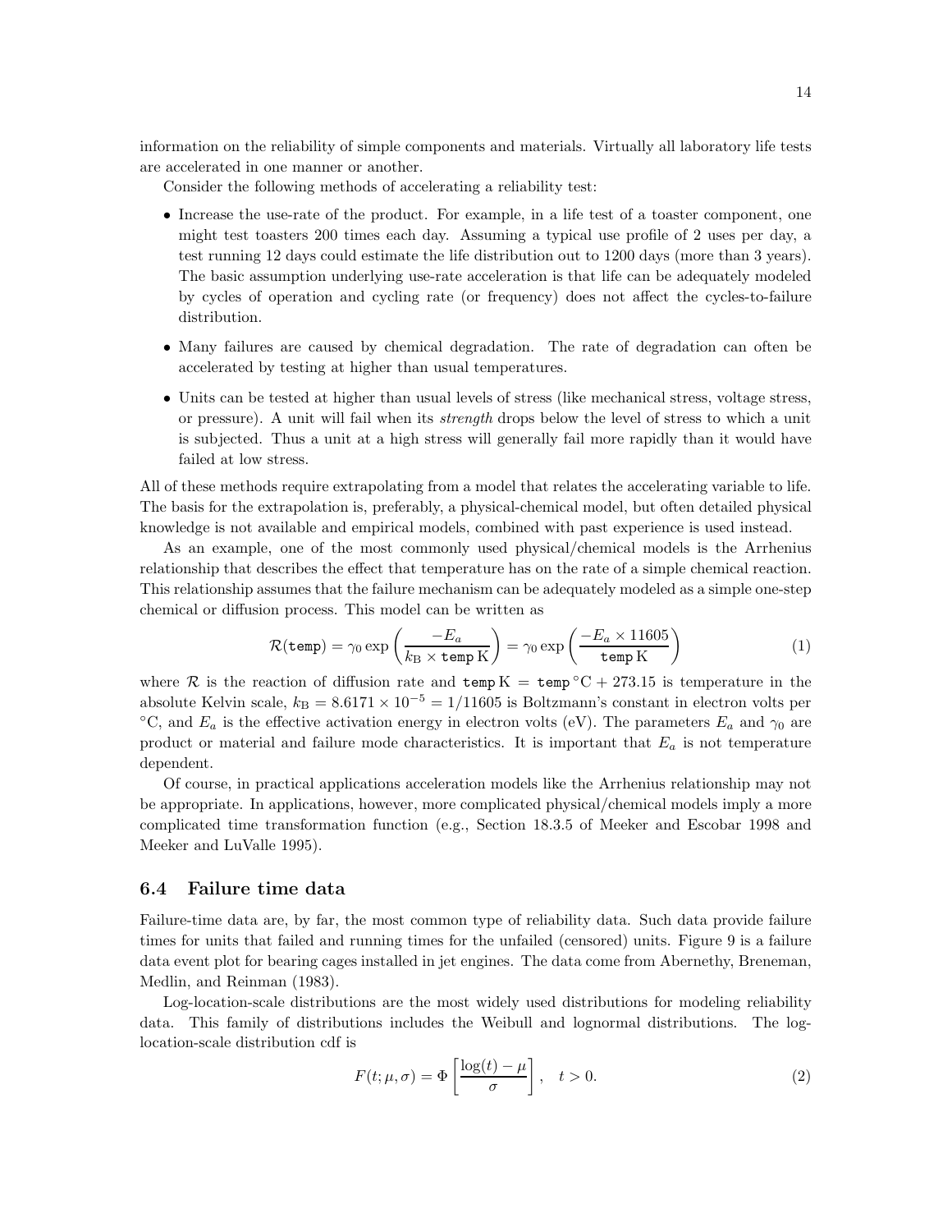information on the reliability of simple components and materials. Virtually all laboratory life tests are accelerated in one manner or another.

Consider the following methods of accelerating a reliability test:

- Increase the use-rate of the product. For example, in a life test of a toaster component, one might test toasters 200 times each day. Assuming a typical use profile of 2 uses per day, a test running 12 days could estimate the life distribution out to 1200 days (more than 3 years). The basic assumption underlying use-rate acceleration is that life can be adequately modeled by cycles of operation and cycling rate (or frequency) does not affect the cycles-to-failure distribution.
- Many failures are caused by chemical degradation. The rate of degradation can often be accelerated by testing at higher than usual temperatures.
- Units can be tested at higher than usual levels of stress (like mechanical stress, voltage stress, or pressure). A unit will fail when its *strength* drops below the level of stress to which a unit is subjected. Thus a unit at a high stress will generally fail more rapidly than it would have failed at low stress.

All of these methods require extrapolating from a model that relates the accelerating variable to life. The basis for the extrapolation is, preferably, a physical-chemical model, but often detailed physical knowledge is not available and empirical models, combined with past experience is used instead.

As an example, one of the most commonly used physical/chemical models is the Arrhenius relationship that describes the effect that temperature has on the rate of a simple chemical reaction. This relationship assumes that the failure mechanism can be adequately modeled as a simple one-step chemical or diffusion process. This model can be written as

$$\mathcal{R}(\texttt{temp}) = \gamma_0 \exp\left(\frac{-E_a}{k_{\mathrm{B}} \times \texttt{temp}\,\mathrm{K}}\right) = \gamma_0 \exp\left(\frac{-E_a \times 11605}{\texttt{temp}\,\mathrm{K}}\right) \tag{1}$$

where $\mathcal{R}$ is the reaction of diffusion rate and $\texttt{temp}\,\mathrm{K} = \texttt{temp}\,^{\circ}\mathrm{C} + 273.15$ is temperature in the absolute Kelvin scale, $k_{\mathrm{B}} = 8.6171 \times 10^{-5} = 1/11605$ is Boltzmann's constant in electron volts per $^{\circ}$C, and $E_a$ is the effective activation energy in electron volts (eV). The parameters $E_a$ and $\gamma_0$ are product or material and failure mode characteristics. It is important that $E_a$ is not temperature dependent.

Of course, in practical applications acceleration models like the Arrhenius relationship may not be appropriate. In applications, however, more complicated physical/chemical models imply a more complicated time transformation function (e.g., Section 18.3.5 of Meeker and Escobar 1998 and Meeker and LuValle 1995).

### 6.4 Failure time data

Failure-time data are, by far, the most common type of reliability data. Such data provide failure times for units that failed and running times for the unfailed (censored) units. Figure 9 is a failure data event plot for bearing cages installed in jet engines. The data come from Abernethy, Breneman, Medlin, and Reinman (1983).

Log-location-scale distributions are the most widely used distributions for modeling reliability data. This family of distributions includes the Weibull and lognormal distributions. The log-location-scale distribution cdf is

$$F(t; \mu, \sigma) = \Phi\left[\frac{\log(t) - \mu}{\sigma}\right], \quad t > 0. \tag{2}$$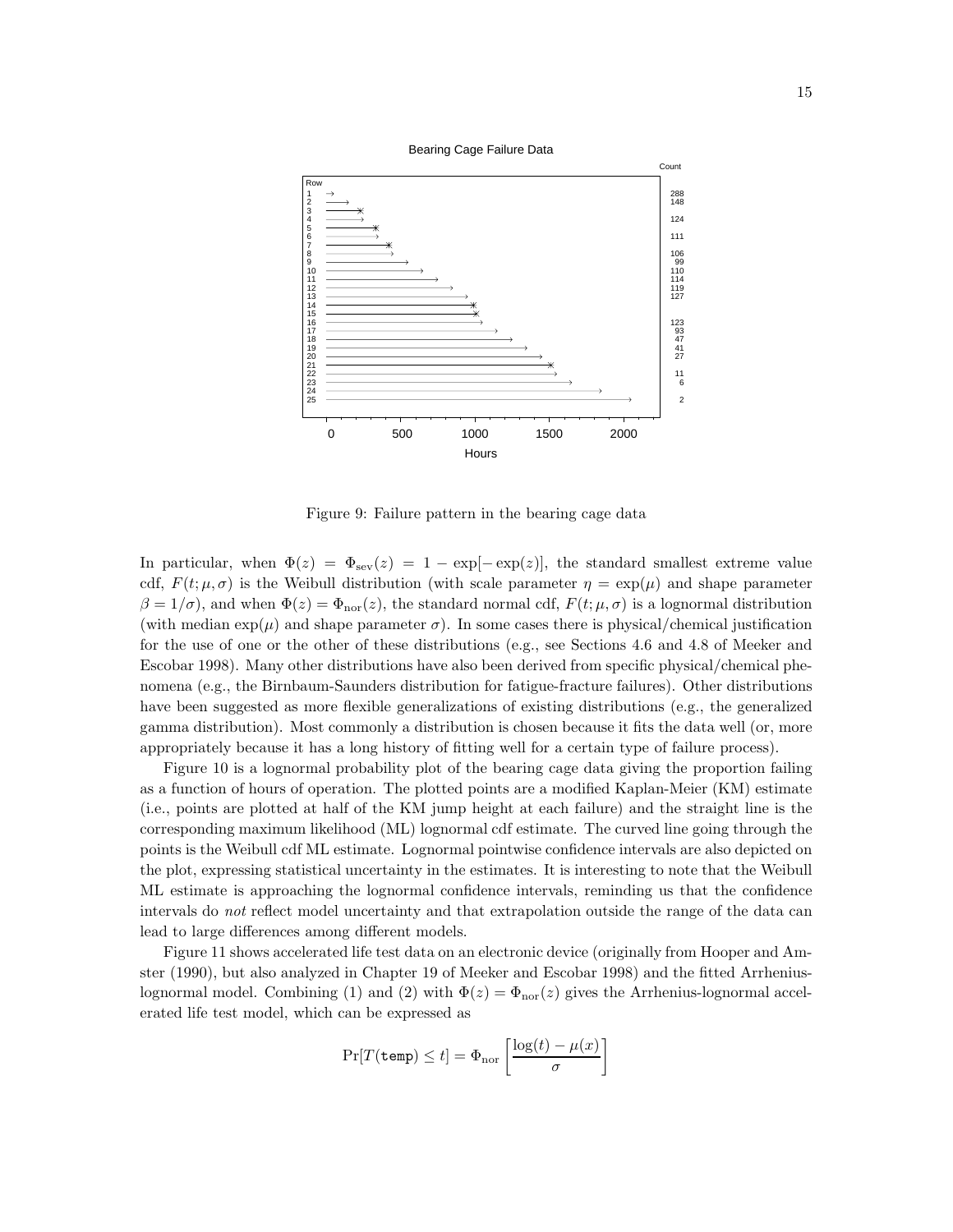Figure 9: Failure pattern in the bearing cage data

In particular, when $\Phi(z) = \Phi_{\text{sev}}(z) = 1 - \exp[-\exp(z)]$, the standard smallest extreme value cdf, $F(t; \mu, \sigma)$ is the Weibull distribution (with scale parameter $\eta = \exp(\mu)$ and shape parameter $\beta = 1/\sigma$), and when $\Phi(z) = \Phi_{\text{nor}}(z)$, the standard normal cdf, $F(t; \mu, \sigma)$ is a lognormal distribution (with median $\exp(\mu)$ and shape parameter $\sigma$). In some cases there is physical/chemical justification for the use of one or the other of these distributions (e.g., see Sections 4.6 and 4.8 of Meeker and Escobar 1998). Many other distributions have also been derived from specific physical/chemical phenomena (e.g., the Birnbaum-Saunders distribution for fatigue-fracture failures). Other distributions have been suggested as more flexible generalizations of existing distributions (e.g., the generalized gamma distribution). Most commonly a distribution is chosen because it fits the data well (or, more appropriately because it has a long history of fitting well for a certain type of failure process).

Figure 10 is a lognormal probability plot of the bearing cage data giving the proportion failing as a function of hours of operation. The plotted points are a modified Kaplan-Meier (KM) estimate (i.e., points are plotted at half of the KM jump height at each failure) and the straight line is the corresponding maximum likelihood (ML) lognormal cdf estimate. The curved line going through the points is the Weibull cdf ML estimate. Lognormal pointwise confidence intervals are also depicted on the plot, expressing statistical uncertainty in the estimates. It is interesting to note that the Weibull ML estimate is approaching the lognormal confidence intervals, reminding us that the confidence intervals do *not* reflect model uncertainty and that extrapolation outside the range of the data can lead to large differences among different models.

Figure 11 shows accelerated life test data on an electronic device (originally from Hooper and Amster (1990), but also analyzed in Chapter 19 of Meeker and Escobar 1998) and the fitted Arrhenius-lognormal model. Combining (1) and (2) with $\Phi(z) = \Phi_{\text{nor}}(z)$ gives the Arrhenius-lognormal accelerated life test model, which can be expressed as

$$\Pr[T(\texttt{temp}) \leq t] = \Phi_{\text{nor}}\left[\frac{\log(t) - \mu(x)}{\sigma}\right]$$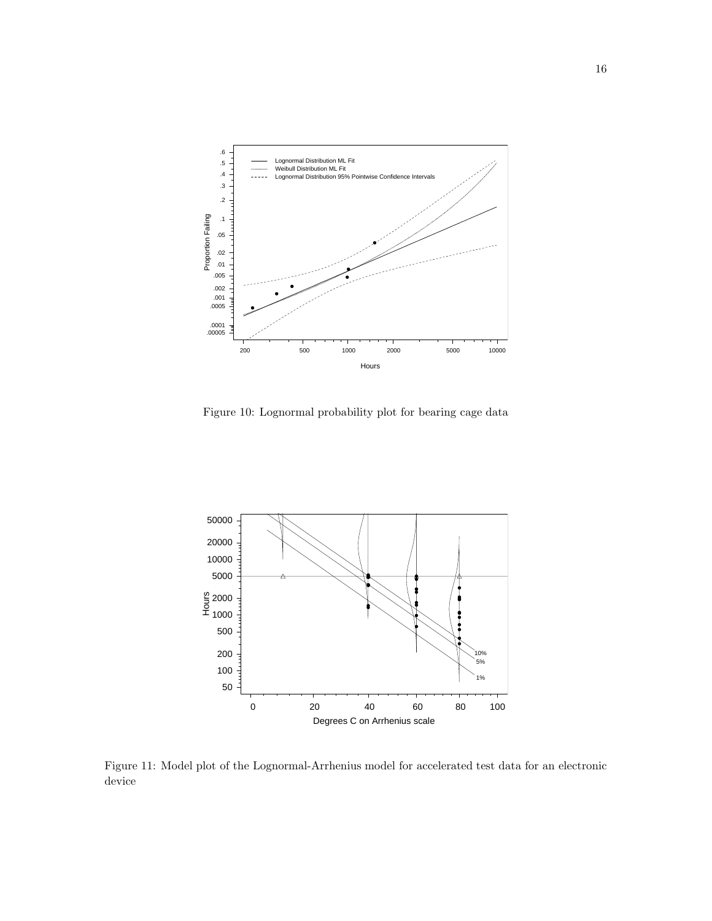Figure 10: Lognormal probability plot for bearing cage data

Figure 11: Model plot of the Lognormal-Arrhenius model for accelerated test data for an electronic device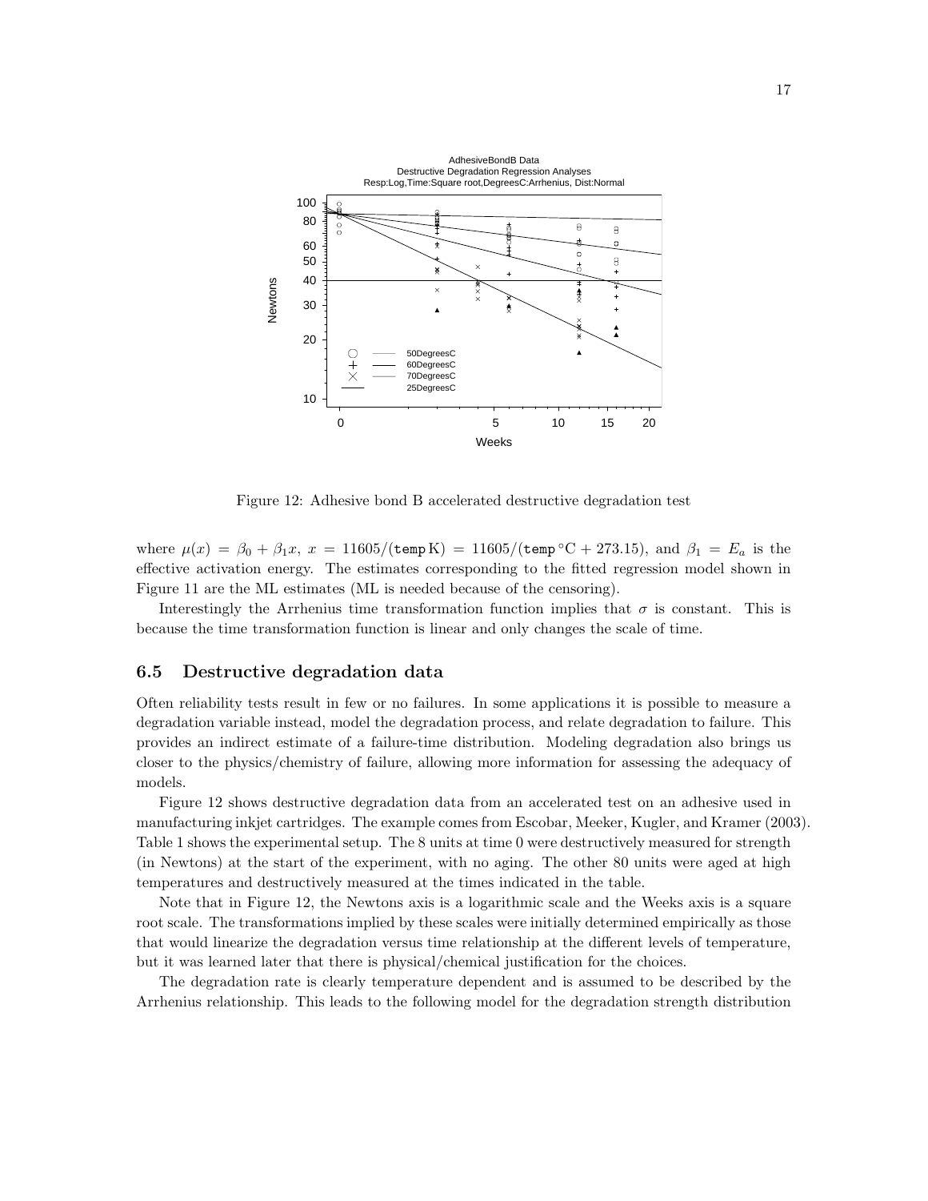Figure 12: Adhesive bond B accelerated destructive degradation test

where $\mu(x) = \beta_0 + \beta_1 x$, $x = 11605/(\texttt{temp}\,\mathrm{K}) = 11605/(\texttt{temp}\,{}^\circ\mathrm{C} + 273.15)$, and $\beta_1 = E_a$ is the effective activation energy. The estimates corresponding to the fitted regression model shown in Figure 11 are the ML estimates (ML is needed because of the censoring).

Interestingly the Arrhenius time transformation function implies that $\sigma$ is constant. This is because the time transformation function is linear and only changes the scale of time.

### 6.5 Destructive degradation data

Often reliability tests result in few or no failures. In some applications it is possible to measure a degradation variable instead, model the degradation process, and relate degradation to failure. This provides an indirect estimate of a failure-time distribution. Modeling degradation also brings us closer to the physics/chemistry of failure, allowing more information for assessing the adequacy of models.

Figure 12 shows destructive degradation data from an accelerated test on an adhesive used in manufacturing inkjet cartridges. The example comes from Escobar, Meeker, Kugler, and Kramer (2003). Table 1 shows the experimental setup. The 8 units at time 0 were destructively measured for strength (in Newtons) at the start of the experiment, with no aging. The other 80 units were aged at high temperatures and destructively measured at the times indicated in the table.

Note that in Figure 12, the Newtons axis is a logarithmic scale and the Weeks axis is a square root scale. The transformations implied by these scales were initially determined empirically as those that would linearize the degradation versus time relationship at the different levels of temperature, but it was learned later that there is physical/chemical justification for the choices.

The degradation rate is clearly temperature dependent and is assumed to be described by the Arrhenius relationship. This leads to the following model for the degradation strength distribution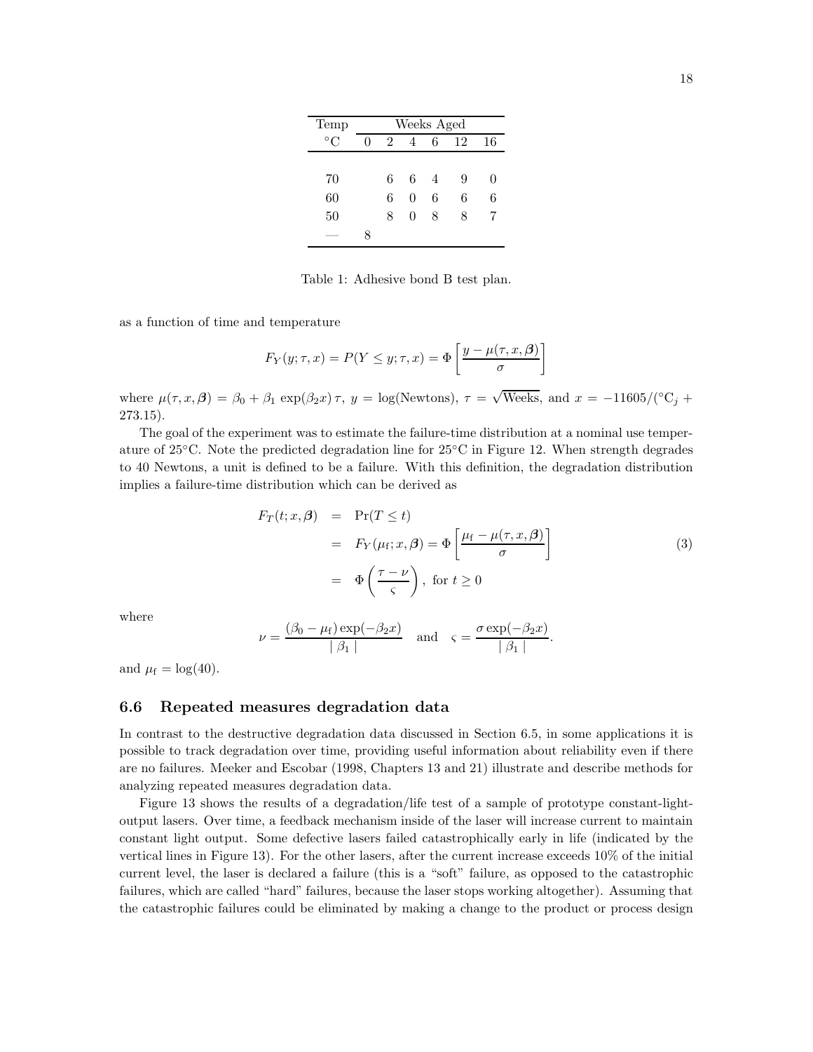| Temp | Weeks Aged | | | | | |
|---|---|---|---|---|---|---|
| °C | 0 | 2 | 4 | 6 | 12 | 16 |
| 70 | | 6 | 6 | 4 | 9 | 0 |
| 60 | | 6 | 0 | 6 | 6 | 6 |
| 50 | | 8 | 0 | 8 | 8 | 7 |
| — | 8 | | | | | |

Table 1: Adhesive bond B test plan.

as a function of time and temperature

$$F_Y(y;\tau,x) = P(Y \le y;\tau,x) = \Phi\left[\frac{y - \mu(\tau,x,\boldsymbol{\beta})}{\sigma}\right]$$

where $\mu(\tau,x,\boldsymbol{\beta}) = \beta_0 + \beta_1\,\exp(\beta_2 x)\,\tau$, $y = \log(\text{Newtons})$, $\tau = \sqrt{\text{Weeks}}$, and $x = -11605/(°\text{C}_j + 273.15)$.

The goal of the experiment was to estimate the failure-time distribution at a nominal use temperature of 25°C. Note the predicted degradation line for 25°C in Figure 12. When strength degrades to 40 Newtons, a unit is defined to be a failure. With this definition, the degradation distribution implies a failure-time distribution which can be derived as

$$\begin{aligned} F_T(t;x,\boldsymbol{\beta}) &= \Pr(T \le t) \\ &= F_Y(\mu_{\text{f}};x,\boldsymbol{\beta}) = \Phi\left[\frac{\mu_{\text{f}} - \mu(\tau,x,\boldsymbol{\beta})}{\sigma}\right] \\ &= \Phi\left(\frac{\tau - \nu}{\varsigma}\right),\ \text{for } t \ge 0 \end{aligned} \tag{3}$$

where

$$\nu = \frac{(\beta_0 - \mu_{\text{f}})\exp(-\beta_2 x)}{\mid \beta_1 \mid} \quad \text{and} \quad \varsigma = \frac{\sigma\exp(-\beta_2 x)}{\mid \beta_1 \mid}.$$

and $\mu_{\text{f}} = \log(40)$.

### 6.6 Repeated measures degradation data

In contrast to the destructive degradation data discussed in Section 6.5, in some applications it is possible to track degradation over time, providing useful information about reliability even if there are no failures. Meeker and Escobar (1998, Chapters 13 and 21) illustrate and describe methods for analyzing repeated measures degradation data.

Figure 13 shows the results of a degradation/life test of a sample of prototype constant-light-output lasers. Over time, a feedback mechanism inside of the laser will increase current to maintain constant light output. Some defective lasers failed catastrophically early in life (indicated by the vertical lines in Figure 13). For the other lasers, after the current increase exceeds 10% of the initial current level, the laser is declared a failure (this is a "soft" failure, as opposed to the catastrophic failures, which are called "hard" failures, because the laser stops working altogether). Assuming that the catastrophic failures could be eliminated by making a change to the product or process design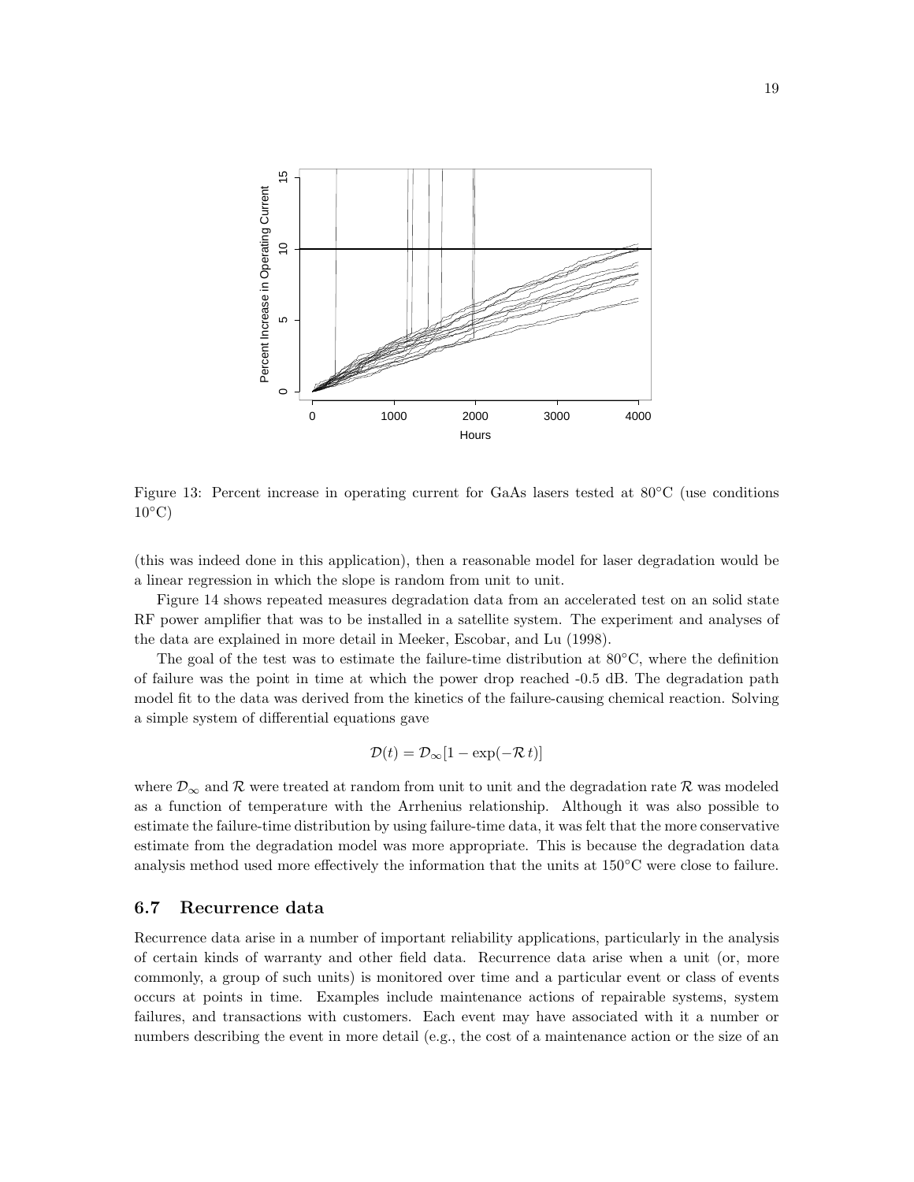Figure 13: Percent increase in operating current for GaAs lasers tested at 80°C (use conditions 10°C)

(this was indeed done in this application), then a reasonable model for laser degradation would be a linear regression in which the slope is random from unit to unit.

Figure 14 shows repeated measures degradation data from an accelerated test on an solid state RF power amplifier that was to be installed in a satellite system. The experiment and analyses of the data are explained in more detail in Meeker, Escobar, and Lu (1998).

The goal of the test was to estimate the failure-time distribution at 80°C, where the definition of failure was the point in time at which the power drop reached -0.5 dB. The degradation path model fit to the data was derived from the kinetics of the failure-causing chemical reaction. Solving a simple system of differential equations gave

$$\mathcal{D}(t) = \mathcal{D}_{\infty}[1 - \exp(-\mathcal{R}\, t)]$$

where $\mathcal{D}_{\infty}$ and $\mathcal{R}$ were treated at random from unit to unit and the degradation rate $\mathcal{R}$ was modeled as a function of temperature with the Arrhenius relationship. Although it was also possible to estimate the failure-time distribution by using failure-time data, it was felt that the more conservative estimate from the degradation model was more appropriate. This is because the degradation data analysis method used more effectively the information that the units at 150°C were close to failure.

### 6.7 Recurrence data

Recurrence data arise in a number of important reliability applications, particularly in the analysis of certain kinds of warranty and other field data. Recurrence data arise when a unit (or, more commonly, a group of such units) is monitored over time and a particular event or class of events occurs at points in time. Examples include maintenance actions of repairable systems, system failures, and transactions with customers. Each event may have associated with it a number or numbers describing the event in more detail (e.g., the cost of a maintenance action or the size of an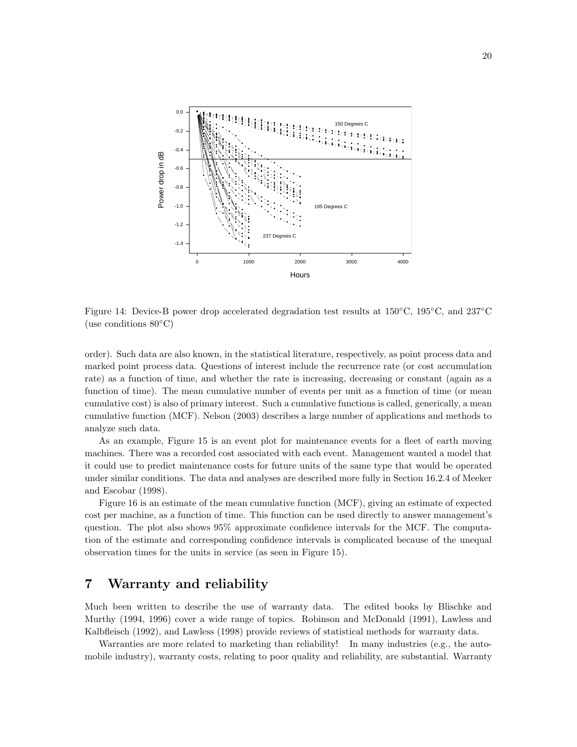Figure 14: Device-B power drop accelerated degradation test results at 150°C, 195°C, and 237°C (use conditions 80°C)

order). Such data are also known, in the statistical literature, respectively, as point process data and marked point process data. Questions of interest include the recurrence rate (or cost accumulation rate) as a function of time, and whether the rate is increasing, decreasing or constant (again as a function of time). The mean cumulative number of events per unit as a function of time (or mean cumulative cost) is also of primary interest. Such a cumulative functions is called, generically, a mean cumulative function (MCF). Nelson (2003) describes a large number of applications and methods to analyze such data.

As an example, Figure 15 is an event plot for maintenance events for a fleet of earth moving machines. There was a recorded cost associated with each event. Management wanted a model that it could use to predict maintenance costs for future units of the same type that would be operated under similar conditions. The data and analyses are described more fully in Section 16.2.4 of Meeker and Escobar (1998).

Figure 16 is an estimate of the mean cumulative function (MCF), giving an estimate of expected cost per machine, as a function of time. This function can be used directly to answer management's question. The plot also shows 95% approximate confidence intervals for the MCF. The computation of the estimate and corresponding confidence intervals is complicated because of the unequal observation times for the units in service (as seen in Figure 15).

# 7 Warranty and reliability

Much been written to describe the use of warranty data. The edited books by Blischke and Murthy (1994, 1996) cover a wide range of topics. Robinson and McDonald (1991), Lawless and Kalbfleisch (1992), and Lawless (1998) provide reviews of statistical methods for warranty data.

Warranties are more related to marketing than reliability! In many industries (e.g., the automobile industry), warranty costs, relating to poor quality and reliability, are substantial. Warranty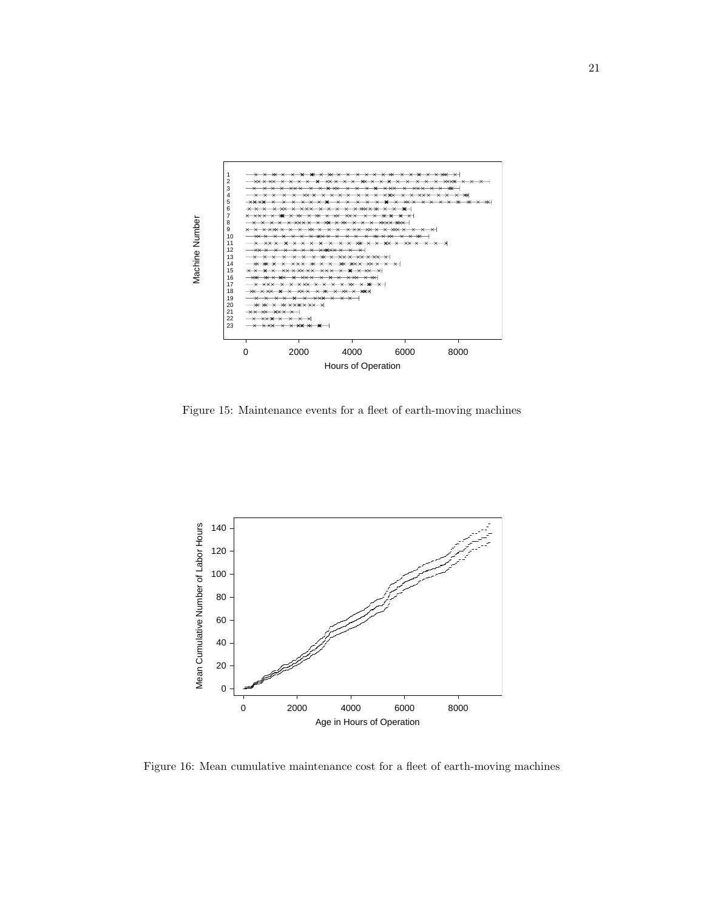Figure 15: Maintenance events for a fleet of earth-moving machines

Figure 16: Mean cumulative maintenance cost for a fleet of earth-moving machines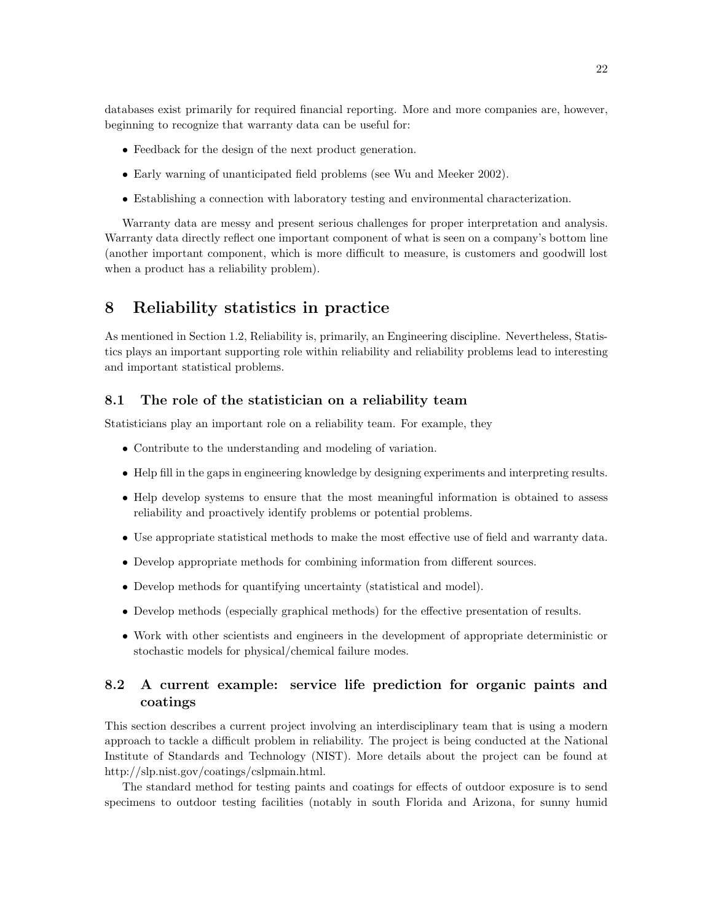databases exist primarily for required financial reporting. More and more companies are, however, beginning to recognize that warranty data can be useful for:

- Feedback for the design of the next product generation.
- Early warning of unanticipated field problems (see Wu and Meeker 2002).
- Establishing a connection with laboratory testing and environmental characterization.

Warranty data are messy and present serious challenges for proper interpretation and analysis. Warranty data directly reflect one important component of what is seen on a company's bottom line (another important component, which is more difficult to measure, is customers and goodwill lost when a product has a reliability problem).

# 8 Reliability statistics in practice

As mentioned in Section 1.2, Reliability is, primarily, an Engineering discipline. Nevertheless, Statistics plays an important supporting role within reliability and reliability problems lead to interesting and important statistical problems.

## 8.1 The role of the statistician on a reliability team

Statisticians play an important role on a reliability team. For example, they

- Contribute to the understanding and modeling of variation.
- Help fill in the gaps in engineering knowledge by designing experiments and interpreting results.
- Help develop systems to ensure that the most meaningful information is obtained to assess reliability and proactively identify problems or potential problems.
- Use appropriate statistical methods to make the most effective use of field and warranty data.
- Develop appropriate methods for combining information from different sources.
- Develop methods for quantifying uncertainty (statistical and model).
- Develop methods (especially graphical methods) for the effective presentation of results.
- Work with other scientists and engineers in the development of appropriate deterministic or stochastic models for physical/chemical failure modes.

## 8.2 A current example: service life prediction for organic paints and coatings

This section describes a current project involving an interdisciplinary team that is using a modern approach to tackle a difficult problem in reliability. The project is being conducted at the National Institute of Standards and Technology (NIST). More details about the project can be found at http://slp.nist.gov/coatings/cslpmain.html.

The standard method for testing paints and coatings for effects of outdoor exposure is to send specimens to outdoor testing facilities (notably in south Florida and Arizona, for sunny humid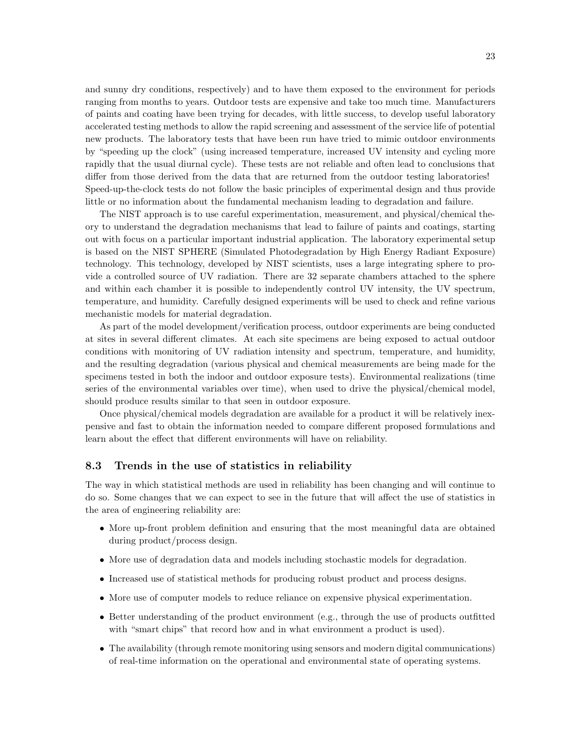and sunny dry conditions, respectively) and to have them exposed to the environment for periods ranging from months to years. Outdoor tests are expensive and take too much time. Manufacturers of paints and coating have been trying for decades, with little success, to develop useful laboratory accelerated testing methods to allow the rapid screening and assessment of the service life of potential new products. The laboratory tests that have been run have tried to mimic outdoor environments by "speeding up the clock" (using increased temperature, increased UV intensity and cycling more rapidly that the usual diurnal cycle). These tests are not reliable and often lead to conclusions that differ from those derived from the data that are returned from the outdoor testing laboratories! Speed-up-the-clock tests do not follow the basic principles of experimental design and thus provide little or no information about the fundamental mechanism leading to degradation and failure.

The NIST approach is to use careful experimentation, measurement, and physical/chemical theory to understand the degradation mechanisms that lead to failure of paints and coatings, starting out with focus on a particular important industrial application. The laboratory experimental setup is based on the NIST SPHERE (Simulated Photodegradation by High Energy Radiant Exposure) technology. This technology, developed by NIST scientists, uses a large integrating sphere to provide a controlled source of UV radiation. There are 32 separate chambers attached to the sphere and within each chamber it is possible to independently control UV intensity, the UV spectrum, temperature, and humidity. Carefully designed experiments will be used to check and refine various mechanistic models for material degradation.

As part of the model development/verification process, outdoor experiments are being conducted at sites in several different climates. At each site specimens are being exposed to actual outdoor conditions with monitoring of UV radiation intensity and spectrum, temperature, and humidity, and the resulting degradation (various physical and chemical measurements are being made for the specimens tested in both the indoor and outdoor exposure tests). Environmental realizations (time series of the environmental variables over time), when used to drive the physical/chemical model, should produce results similar to that seen in outdoor exposure.

Once physical/chemical models degradation are available for a product it will be relatively inexpensive and fast to obtain the information needed to compare different proposed formulations and learn about the effect that different environments will have on reliability.

## 8.3 Trends in the use of statistics in reliability

The way in which statistical methods are used in reliability has been changing and will continue to do so. Some changes that we can expect to see in the future that will affect the use of statistics in the area of engineering reliability are:

- More up-front problem definition and ensuring that the most meaningful data are obtained during product/process design.
- More use of degradation data and models including stochastic models for degradation.
- Increased use of statistical methods for producing robust product and process designs.
- More use of computer models to reduce reliance on expensive physical experimentation.
- Better understanding of the product environment (e.g., through the use of products outfitted with "smart chips" that record how and in what environment a product is used).
- The availability (through remote monitoring using sensors and modern digital communications) of real-time information on the operational and environmental state of operating systems.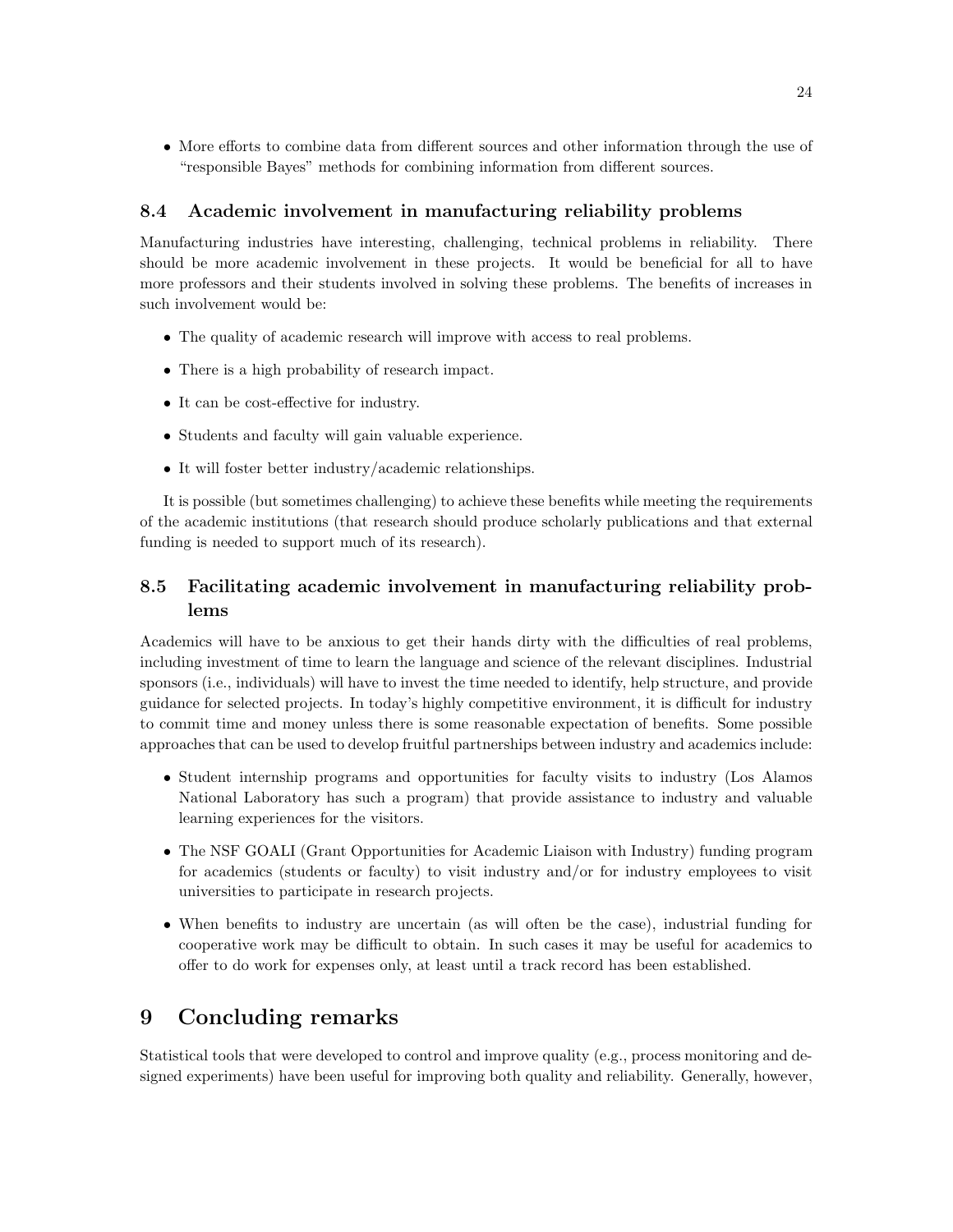- More efforts to combine data from different sources and other information through the use of "responsible Bayes" methods for combining information from different sources.

### 8.4 Academic involvement in manufacturing reliability problems

Manufacturing industries have interesting, challenging, technical problems in reliability. There should be more academic involvement in these projects. It would be beneficial for all to have more professors and their students involved in solving these problems. The benefits of increases in such involvement would be:

- The quality of academic research will improve with access to real problems.
- There is a high probability of research impact.
- It can be cost-effective for industry.
- Students and faculty will gain valuable experience.
- It will foster better industry/academic relationships.

It is possible (but sometimes challenging) to achieve these benefits while meeting the requirements of the academic institutions (that research should produce scholarly publications and that external funding is needed to support much of its research).

### 8.5 Facilitating academic involvement in manufacturing reliability problems

Academics will have to be anxious to get their hands dirty with the difficulties of real problems, including investment of time to learn the language and science of the relevant disciplines. Industrial sponsors (i.e., individuals) will have to invest the time needed to identify, help structure, and provide guidance for selected projects. In today's highly competitive environment, it is difficult for industry to commit time and money unless there is some reasonable expectation of benefits. Some possible approaches that can be used to develop fruitful partnerships between industry and academics include:

- Student internship programs and opportunities for faculty visits to industry (Los Alamos National Laboratory has such a program) that provide assistance to industry and valuable learning experiences for the visitors.
- The NSF GOALI (Grant Opportunities for Academic Liaison with Industry) funding program for academics (students or faculty) to visit industry and/or for industry employees to visit universities to participate in research projects.
- When benefits to industry are uncertain (as will often be the case), industrial funding for cooperative work may be difficult to obtain. In such cases it may be useful for academics to offer to do work for expenses only, at least until a track record has been established.

## 9 Concluding remarks

Statistical tools that were developed to control and improve quality (e.g., process monitoring and designed experiments) have been useful for improving both quality and reliability. Generally, however,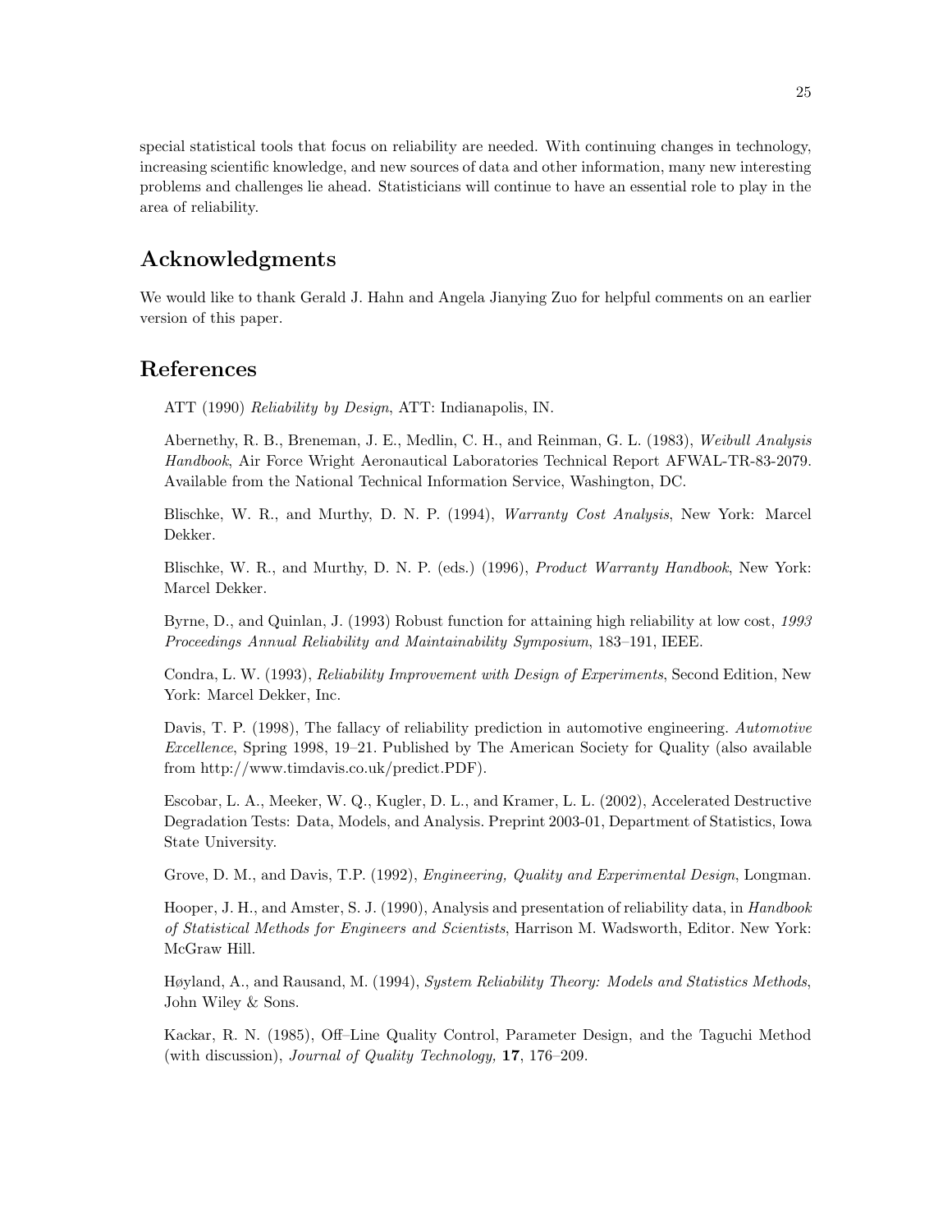special statistical tools that focus on reliability are needed. With continuing changes in technology, increasing scientific knowledge, and new sources of data and other information, many new interesting problems and challenges lie ahead. Statisticians will continue to have an essential role to play in the area of reliability.

## Acknowledgments

We would like to thank Gerald J. Hahn and Angela Jianying Zuo for helpful comments on an earlier version of this paper.

## References

ATT (1990) *Reliability by Design*, ATT: Indianapolis, IN.

Abernethy, R. B., Breneman, J. E., Medlin, C. H., and Reinman, G. L. (1983), *Weibull Analysis Handbook*, Air Force Wright Aeronautical Laboratories Technical Report AFWAL-TR-83-2079. Available from the National Technical Information Service, Washington, DC.

Blischke, W. R., and Murthy, D. N. P. (1994), *Warranty Cost Analysis*, New York: Marcel Dekker.

Blischke, W. R., and Murthy, D. N. P. (eds.) (1996), *Product Warranty Handbook*, New York: Marcel Dekker.

Byrne, D., and Quinlan, J. (1993) Robust function for attaining high reliability at low cost, *1993 Proceedings Annual Reliability and Maintainability Symposium*, 183–191, IEEE.

Condra, L. W. (1993), *Reliability Improvement with Design of Experiments*, Second Edition, New York: Marcel Dekker, Inc.

Davis, T. P. (1998), The fallacy of reliability prediction in automotive engineering. *Automotive Excellence*, Spring 1998, 19–21. Published by The American Society for Quality (also available from http://www.timdavis.co.uk/predict.PDF).

Escobar, L. A., Meeker, W. Q., Kugler, D. L., and Kramer, L. L. (2002), Accelerated Destructive Degradation Tests: Data, Models, and Analysis. Preprint 2003-01, Department of Statistics, Iowa State University.

Grove, D. M., and Davis, T.P. (1992), *Engineering, Quality and Experimental Design*, Longman.

Hooper, J. H., and Amster, S. J. (1990), Analysis and presentation of reliability data, in *Handbook of Statistical Methods for Engineers and Scientists*, Harrison M. Wadsworth, Editor. New York: McGraw Hill.

Høyland, A., and Rausand, M. (1994), *System Reliability Theory: Models and Statistics Methods*, John Wiley & Sons.

Kackar, R. N. (1985), Off–Line Quality Control, Parameter Design, and the Taguchi Method (with discussion), *Journal of Quality Technology,* **17**, 176–209.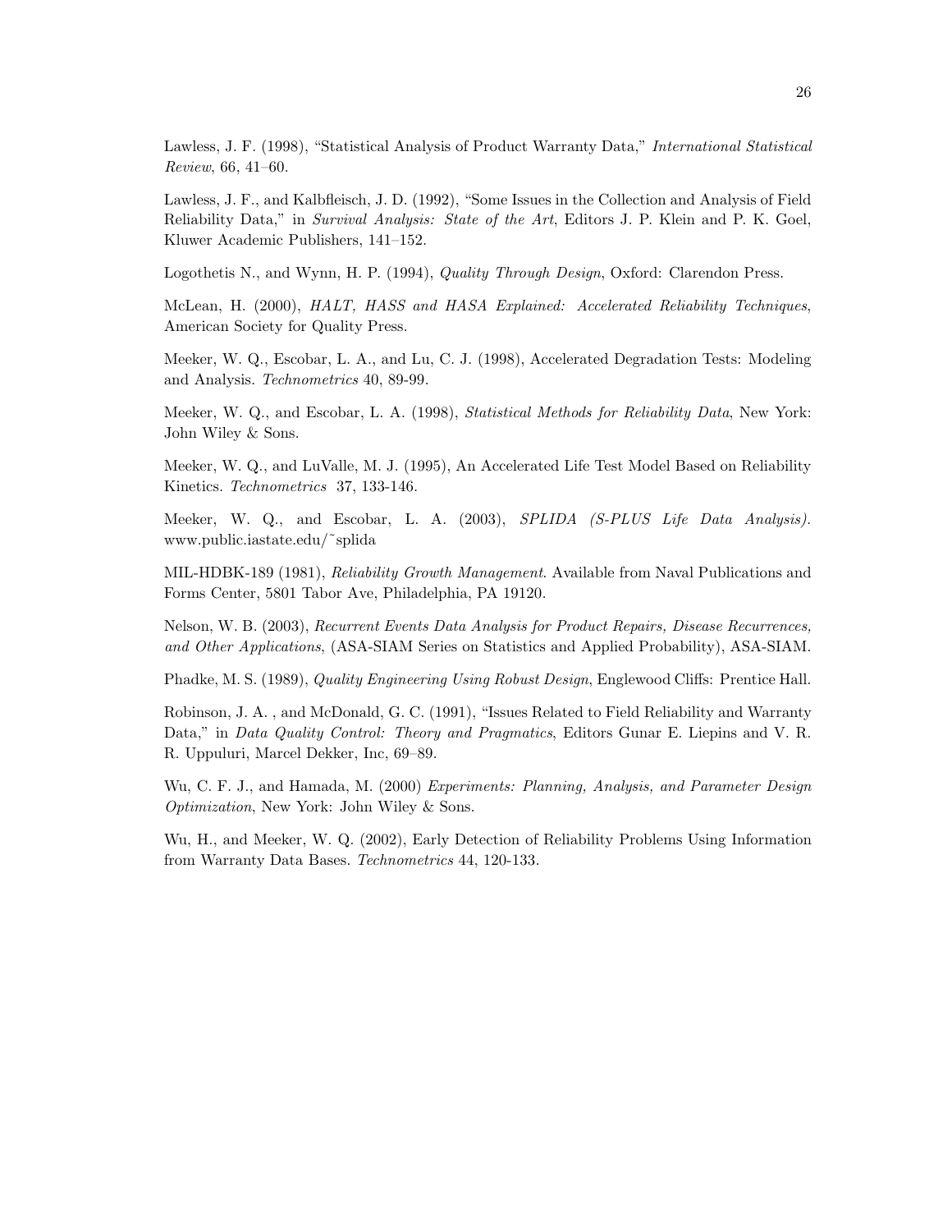Lawless, J. F. (1998), "Statistical Analysis of Product Warranty Data," *International Statistical Review*, 66, 41–60.

Lawless, J. F., and Kalbfleisch, J. D. (1992), "Some Issues in the Collection and Analysis of Field Reliability Data," in *Survival Analysis: State of the Art*, Editors J. P. Klein and P. K. Goel, Kluwer Academic Publishers, 141–152.

Logothetis N., and Wynn, H. P. (1994), *Quality Through Design*, Oxford: Clarendon Press.

McLean, H. (2000), *HALT, HASS and HASA Explained: Accelerated Reliability Techniques*, American Society for Quality Press.

Meeker, W. Q., Escobar, L. A., and Lu, C. J. (1998), Accelerated Degradation Tests: Modeling and Analysis. *Technometrics* 40, 89-99.

Meeker, W. Q., and Escobar, L. A. (1998), *Statistical Methods for Reliability Data*, New York: John Wiley & Sons.

Meeker, W. Q., and LuValle, M. J. (1995), An Accelerated Life Test Model Based on Reliability Kinetics. *Technometrics* 37, 133-146.

Meeker, W. Q., and Escobar, L. A. (2003), *SPLIDA (S-PLUS Life Data Analysis).* www.public.iastate.edu/~splida

MIL-HDBK-189 (1981), *Reliability Growth Management*. Available from Naval Publications and Forms Center, 5801 Tabor Ave, Philadelphia, PA 19120.

Nelson, W. B. (2003), *Recurrent Events Data Analysis for Product Repairs, Disease Recurrences, and Other Applications*, (ASA-SIAM Series on Statistics and Applied Probability), ASA-SIAM.

Phadke, M. S. (1989), *Quality Engineering Using Robust Design*, Englewood Cliffs: Prentice Hall.

Robinson, J. A. , and McDonald, G. C. (1991), "Issues Related to Field Reliability and Warranty Data," in *Data Quality Control: Theory and Pragmatics*, Editors Gunar E. Liepins and V. R. R. Uppuluri, Marcel Dekker, Inc, 69–89.

Wu, C. F. J., and Hamada, M. (2000) *Experiments: Planning, Analysis, and Parameter Design Optimization*, New York: John Wiley & Sons.

Wu, H., and Meeker, W. Q. (2002), Early Detection of Reliability Problems Using Information from Warranty Data Bases. *Technometrics* 44, 120-133.